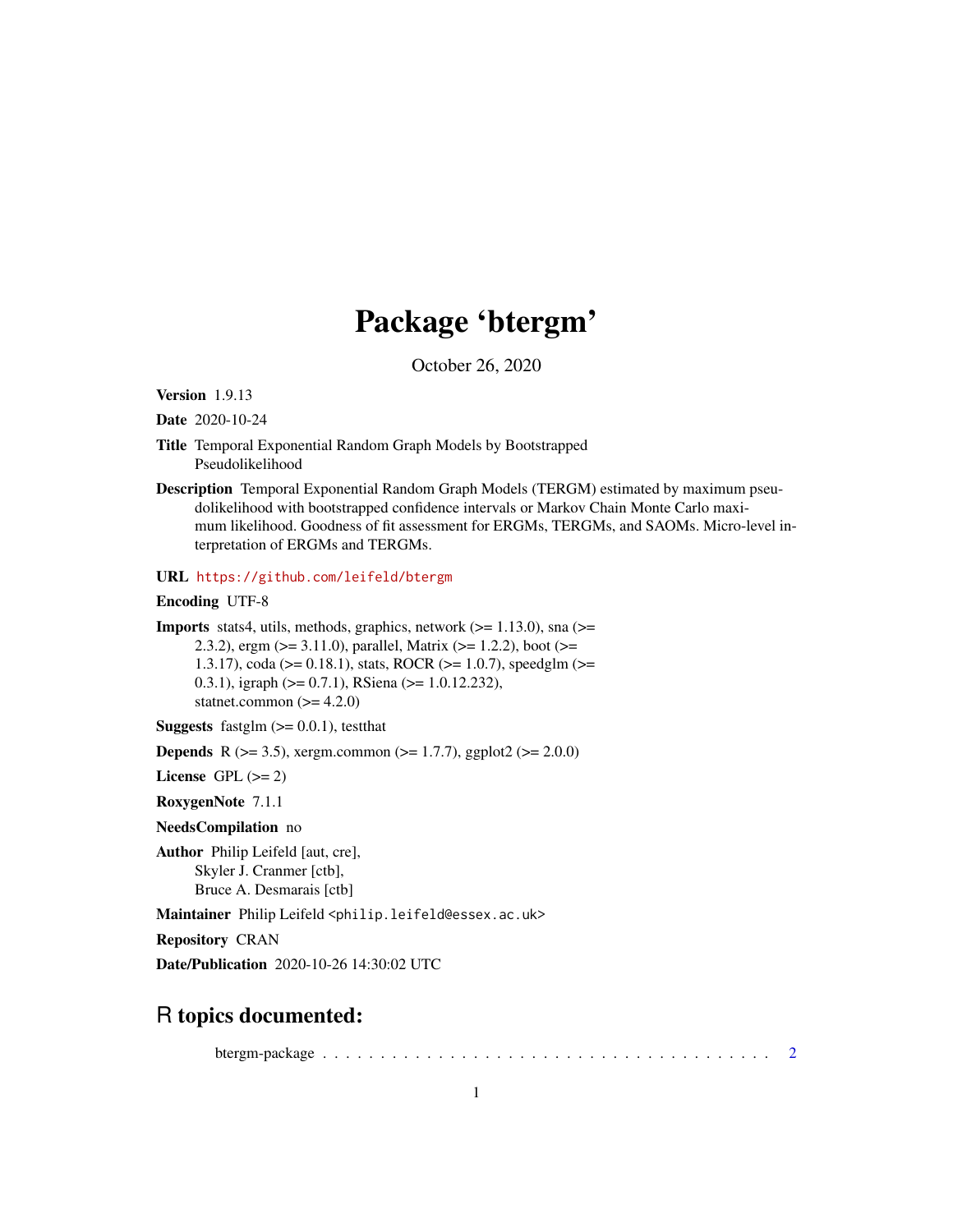# Package 'btergm'

October 26, 2020

**Version** 1.9.13

**Date** 2020-10-24

**Title** Temporal Exponential Random Graph Models by Bootstrapped Pseudolikelihood

**Description** Temporal Exponential Random Graph Models (TERGM) estimated by maximum pseudolikelihood with bootstrapped confidence intervals or Markov Chain Monte Carlo maximum likelihood. Goodness of fit assessment for ERGMs, TERGMs, and SAOMs. Micro-level interpretation of ERGMs and TERGMs.

**URL** https://github.com/leifeld/btergm

**Encoding** UTF-8

**Imports** stats4, utils, methods, graphics, network (>= 1.13.0), sna (>= 2.3.2), ergm (>= 3.11.0), parallel, Matrix (>= 1.2.2), boot (>= 1.3.17), coda (>= 0.18.1), stats, ROCR (>= 1.0.7), speedglm (>= 0.3.1), igraph (>= 0.7.1), RSiena (>= 1.0.12.232), statnet.common (>= 4.2.0)

**Suggests** fastglm (>= 0.0.1), testthat

**Depends** R (>= 3.5), xergm.common (>= 1.7.7), ggplot2 (>= 2.0.0)

**License** GPL (>= 2)

**RoxygenNote** 7.1.1

**NeedsCompilation** no

**Author** Philip Leifeld [aut, cre],
Skyler J. Cranmer [ctb],
Bruce A. Desmarais [ctb]

**Maintainer** Philip Leifeld <philip.leifeld@essex.ac.uk>

**Repository** CRAN

**Date/Publication** 2020-10-26 14:30:02 UTC

## R topics documented:

btergm-package . . . . . . . . . . . . . . . . . . . . . . . . . . . . . . . . . . . . . . . . 2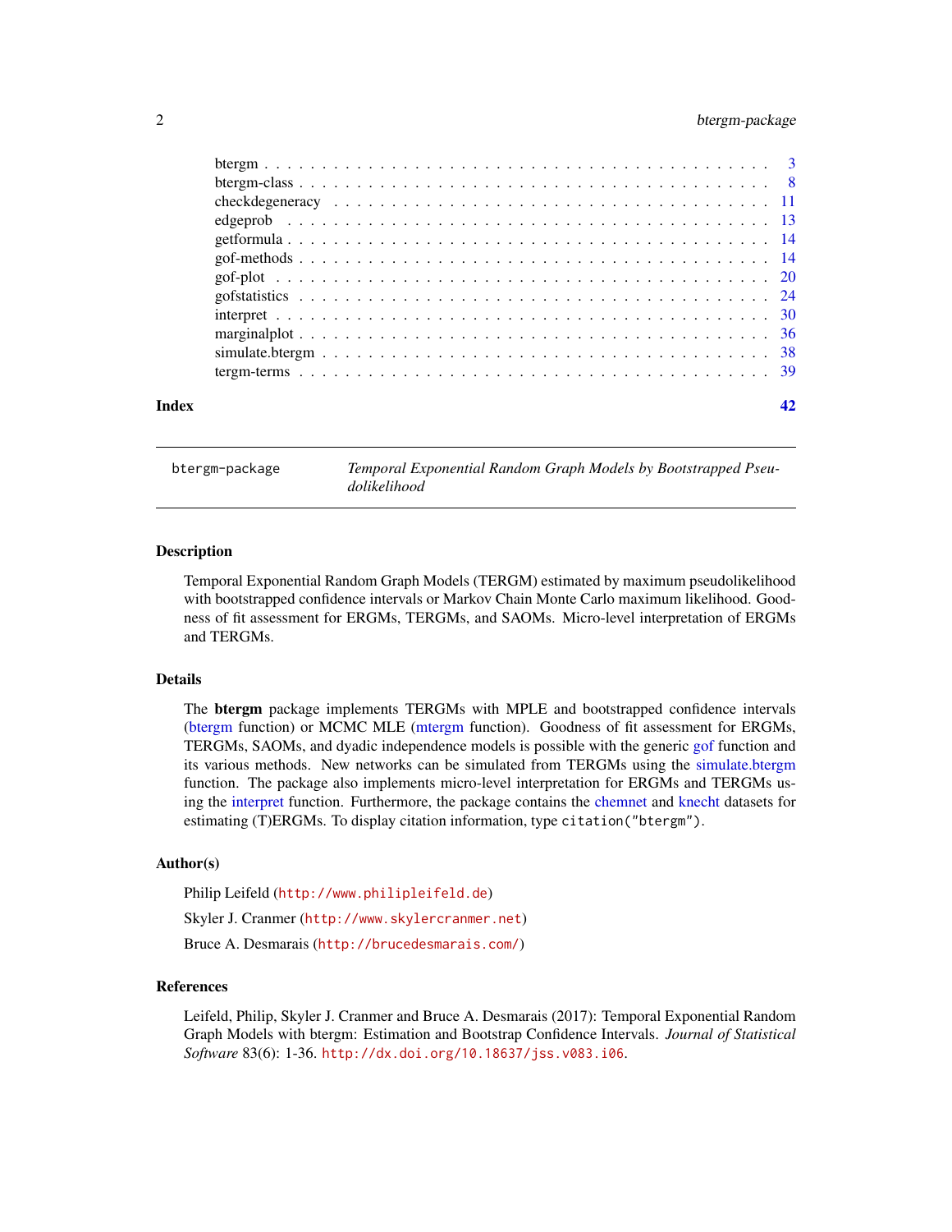btergm . . . . . . . . . . . . . . . . . . . . . . . . . . . . . . . . . . . . . . . . . . 3
btergm-class . . . . . . . . . . . . . . . . . . . . . . . . . . . . . . . . . . . . . . . 8
checkdegeneracy . . . . . . . . . . . . . . . . . . . . . . . . . . . . . . . . . . . . . 11
edgeprob . . . . . . . . . . . . . . . . . . . . . . . . . . . . . . . . . . . . . . . . 13
getformula . . . . . . . . . . . . . . . . . . . . . . . . . . . . . . . . . . . . . . . 14
gof-methods . . . . . . . . . . . . . . . . . . . . . . . . . . . . . . . . . . . . . . 14
gof-plot . . . . . . . . . . . . . . . . . . . . . . . . . . . . . . . . . . . . . . . . 20
gofstatistics . . . . . . . . . . . . . . . . . . . . . . . . . . . . . . . . . . . . . . 24
interpret . . . . . . . . . . . . . . . . . . . . . . . . . . . . . . . . . . . . . . . 30
marginalplot . . . . . . . . . . . . . . . . . . . . . . . . . . . . . . . . . . . . . . 36
simulate.btergm . . . . . . . . . . . . . . . . . . . . . . . . . . . . . . . . . . . . 38
tergm-terms . . . . . . . . . . . . . . . . . . . . . . . . . . . . . . . . . . . . . . 39

**Index** **42**

---

btergm-package — *Temporal Exponential Random Graph Models by Bootstrapped Pseudolikelihood*

---

## Description

Temporal Exponential Random Graph Models (TERGM) estimated by maximum pseudolikelihood with bootstrapped confidence intervals or Markov Chain Monte Carlo maximum likelihood. Goodness of fit assessment for ERGMs, TERGMs, and SAOMs. Micro-level interpretation of ERGMs and TERGMs.

## Details

The **btergm** package implements TERGMs with MPLE and bootstrapped confidence intervals (btergm function) or MCMC MLE (mtergm function). Goodness of fit assessment for ERGMs, TERGMs, SAOMs, and dyadic independence models is possible with the generic gof function and its various methods. New networks can be simulated from TERGMs using the simulate.btergm function. The package also implements micro-level interpretation for ERGMs and TERGMs using the interpret function. Furthermore, the package contains the chemnet and knecht datasets for estimating (T)ERGMs. To display citation information, type `citation("btergm")`.

## Author(s)

Philip Leifeld (`http://www.philipleifeld.de`)

Skyler J. Cranmer (`http://www.skylercranmer.net`)

Bruce A. Desmarais (`http://brucedesmarais.com/`)

## References

Leifeld, Philip, Skyler J. Cranmer and Bruce A. Desmarais (2017): Temporal Exponential Random Graph Models with btergm: Estimation and Bootstrap Confidence Intervals. *Journal of Statistical Software* 83(6): 1-36. `http://dx.doi.org/10.18637/jss.v083.i06`.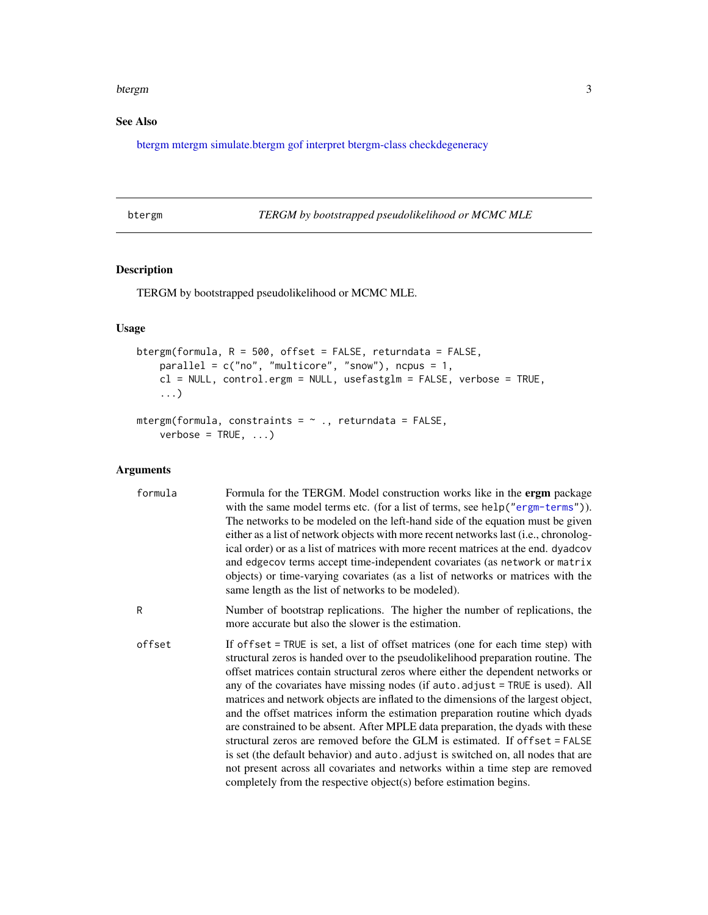## See Also

btergm mtergm simulate.btergm gof interpret btergm-class checkdegeneracy

---

btergm *TERGM by bootstrapped pseudolikelihood or MCMC MLE*

---

### Description

TERGM by bootstrapped pseudolikelihood or MCMC MLE.

### Usage

```
btergm(formula, R = 500, offset = FALSE, returndata = FALSE,
    parallel = c("no", "multicore", "snow"), ncpus = 1,
    cl = NULL, control.ergm = NULL, usefastglm = FALSE, verbose = TRUE,
    ...)

mtergm(formula, constraints = ~ ., returndata = FALSE,
    verbose = TRUE, ...)
```

### Arguments

| | |
|---|---|
| `formula` | Formula for the TERGM. Model construction works like in the **ergm** package with the same model terms etc. (for a list of terms, see `help("ergm-terms")`). The networks to be modeled on the left-hand side of the equation must be given either as a list of network objects with more recent networks last (i.e., chronological order) or as a list of matrices with more recent matrices at the end. `dyadcov` and `edgecov` terms accept time-independent covariates (as `network` or `matrix` objects) or time-varying covariates (as a list of networks or matrices with the same length as the list of networks to be modeled). |
| `R` | Number of bootstrap replications. The higher the number of replications, the more accurate but also the slower is the estimation. |
| `offset` | If `offset = TRUE` is set, a list of offset matrices (one for each time step) with structural zeros is handed over to the pseudolikelihood preparation routine. The offset matrices contain structural zeros where either the dependent networks or any of the covariates have missing nodes (if `auto.adjust = TRUE` is used). All matrices and network objects are inflated to the dimensions of the largest object, and the offset matrices inform the estimation preparation routine which dyads are constrained to be absent. After MPLE data preparation, the dyads with these structural zeros are removed before the GLM is estimated. If `offset = FALSE` is set (the default behavior) and `auto.adjust` is switched on, all nodes that are not present across all covariates and networks within a time step are removed completely from the respective object(s) before estimation begins. |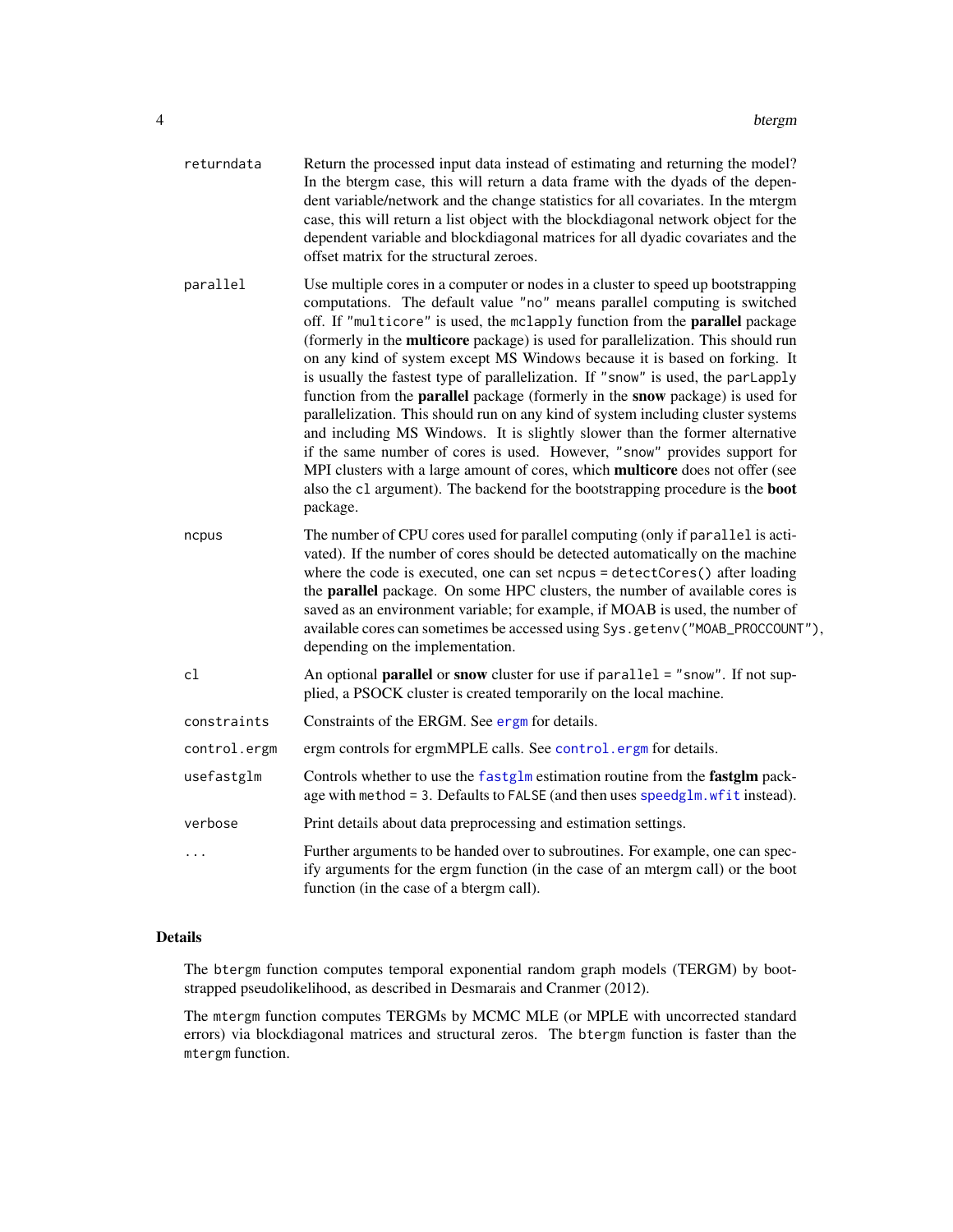| | |
|---|---|
| `returndata` | Return the processed input data instead of estimating and returning the model? In the btergm case, this will return a data frame with the dyads of the dependent variable/network and the change statistics for all covariates. In the mtergm case, this will return a list object with the blockdiagonal network object for the dependent variable and blockdiagonal matrices for all dyadic covariates and the offset matrix for the structural zeroes. |
| `parallel` | Use multiple cores in a computer or nodes in a cluster to speed up bootstrapping computations. The default value `"no"` means parallel computing is switched off. If `"multicore"` is used, the `mclapply` function from the **parallel** package (formerly in the **multicore** package) is used for parallelization. This should run on any kind of system except MS Windows because it is based on forking. It is usually the fastest type of parallelization. If `"snow"` is used, the `parLapply` function from the **parallel** package (formerly in the **snow** package) is used for parallelization. This should run on any kind of system including cluster systems and including MS Windows. It is slightly slower than the former alternative if the same number of cores is used. However, `"snow"` provides support for MPI clusters with a large amount of cores, which **multicore** does not offer (see also the `cl` argument). The backend for the bootstrapping procedure is the **boot** package. |
| `ncpus` | The number of CPU cores used for parallel computing (only if `parallel` is activated). If the number of cores should be detected automatically on the machine where the code is executed, one can set `ncpus = detectCores()` after loading the **parallel** package. On some HPC clusters, the number of available cores is saved as an environment variable; for example, if MOAB is used, the number of available cores can sometimes be accessed using `Sys.getenv("MOAB_PROCCOUNT")`, depending on the implementation. |
| `cl` | An optional **parallel** or **snow** cluster for use if `parallel = "snow"`. If not supplied, a PSOCK cluster is created temporarily on the local machine. |
| `constraints` | Constraints of the ERGM. See `ergm` for details. |
| `control.ergm` | ergm controls for ergmMPLE calls. See `control.ergm` for details. |
| `usefastglm` | Controls whether to use the `fastglm` estimation routine from the **fastglm** package with `method = 3`. Defaults to `FALSE` (and then uses `speedglm.wfit` instead). |
| `verbose` | Print details about data preprocessing and estimation settings. |
| `...` | Further arguments to be handed over to subroutines. For example, one can specify arguments for the ergm function (in the case of an mtergm call) or the boot function (in the case of a btergm call). |

## Details

The `btergm` function computes temporal exponential random graph models (TERGM) by bootstrapped pseudolikelihood, as described in Desmarais and Cranmer (2012).

The `mtergm` function computes TERGMs by MCMC MLE (or MPLE with uncorrected standard errors) via blockdiagonal matrices and structural zeros. The `btergm` function is faster than the `mtergm` function.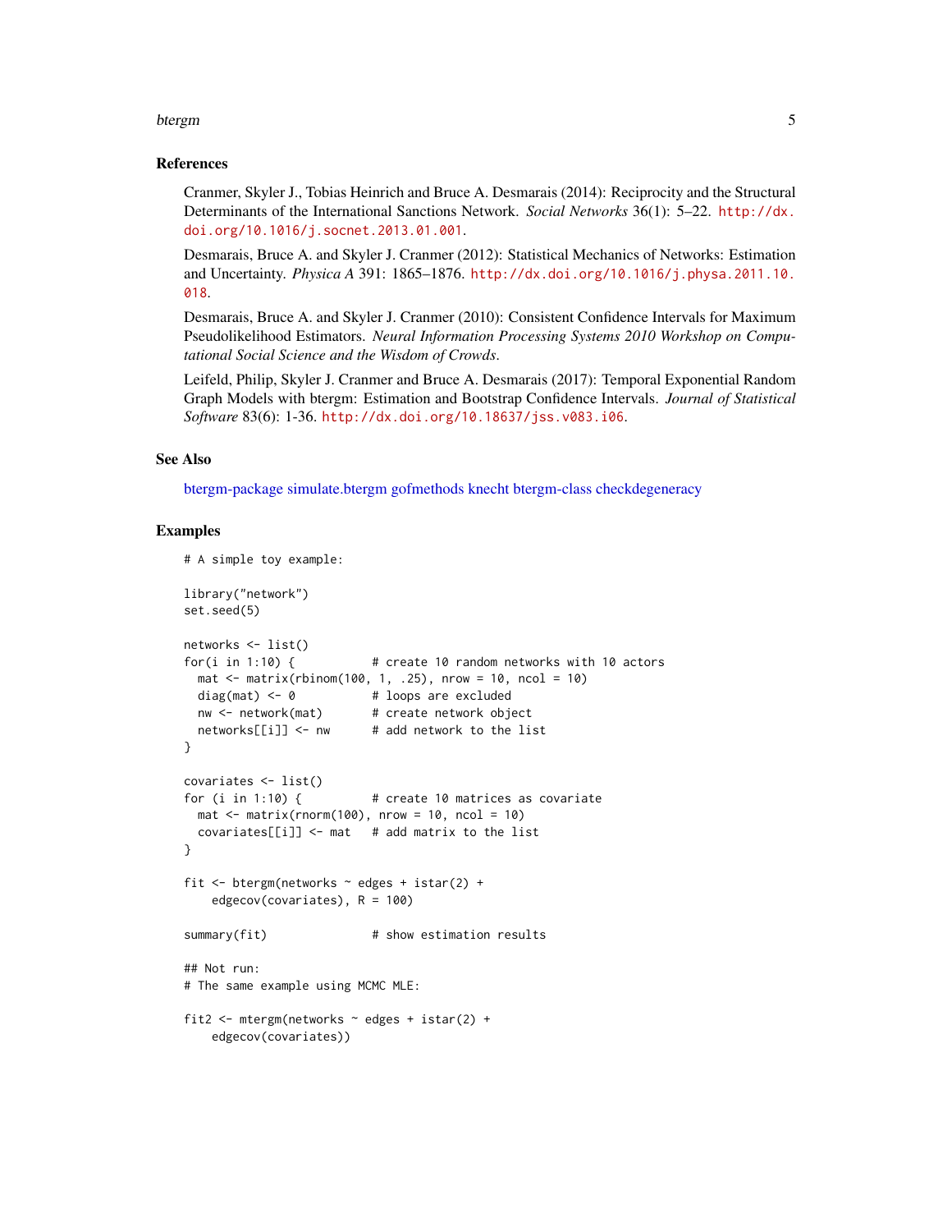### References

Cranmer, Skyler J., Tobias Heinrich and Bruce A. Desmarais (2014): Reciprocity and the Structural Determinants of the International Sanctions Network. *Social Networks* 36(1): 5–22. http://dx.doi.org/10.1016/j.socnet.2013.01.001.

Desmarais, Bruce A. and Skyler J. Cranmer (2012): Statistical Mechanics of Networks: Estimation and Uncertainty. *Physica A* 391: 1865–1876. http://dx.doi.org/10.1016/j.physa.2011.10.018.

Desmarais, Bruce A. and Skyler J. Cranmer (2010): Consistent Confidence Intervals for Maximum Pseudolikelihood Estimators. *Neural Information Processing Systems 2010 Workshop on Computational Social Science and the Wisdom of Crowds*.

Leifeld, Philip, Skyler J. Cranmer and Bruce A. Desmarais (2017): Temporal Exponential Random Graph Models with btergm: Estimation and Bootstrap Confidence Intervals. *Journal of Statistical Software* 83(6): 1-36. http://dx.doi.org/10.18637/jss.v083.i06.

### See Also

btergm-package simulate.btergm gofmethods knecht btergm-class checkdegeneracy

### Examples

```
# A simple toy example:

library("network")
set.seed(5)

networks <- list()
for(i in 1:10) {            # create 10 random networks with 10 actors
  mat <- matrix(rbinom(100, 1, .25), nrow = 10, ncol = 10)
  diag(mat) <- 0            # loops are excluded
  nw <- network(mat)        # create network object
  networks[[i]] <- nw       # add network to the list
}

covariates <- list()
for (i in 1:10) {           # create 10 matrices as covariate
  mat <- matrix(rnorm(100), nrow = 10, ncol = 10)
  covariates[[i]] <- mat    # add matrix to the list
}

fit <- btergm(networks ~ edges + istar(2) +
    edgecov(covariates), R = 100)

summary(fit)                # show estimation results

## Not run:
# The same example using MCMC MLE:

fit2 <- mtergm(networks ~ edges + istar(2) +
    edgecov(covariates))
```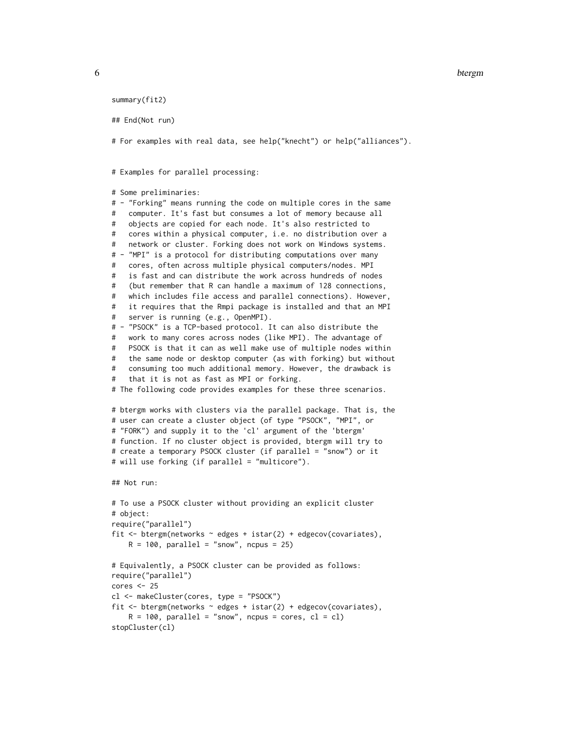```
summary(fit2)

## End(Not run)

# For examples with real data, see help("knecht") or help("alliances").


# Examples for parallel processing:

# Some preliminaries:
# - "Forking" means running the code on multiple cores in the same
#   computer. It's fast but consumes a lot of memory because all
#   objects are copied for each node. It's also restricted to
#   cores within a physical computer, i.e. no distribution over a
#   network or cluster. Forking does not work on Windows systems.
# - "MPI" is a protocol for distributing computations over many
#   cores, often across multiple physical computers/nodes. MPI
#   is fast and can distribute the work across hundreds of nodes
#   (but remember that R can handle a maximum of 128 connections,
#   which includes file access and parallel connections). However,
#   it requires that the Rmpi package is installed and that an MPI
#   server is running (e.g., OpenMPI).
# - "PSOCK" is a TCP-based protocol. It can also distribute the
#   work to many cores across nodes (like MPI). The advantage of
#   PSOCK is that it can as well make use of multiple nodes within
#   the same node or desktop computer (as with forking) but without
#   consuming too much additional memory. However, the drawback is
#   that it is not as fast as MPI or forking.
# The following code provides examples for these three scenarios.

# btergm works with clusters via the parallel package. That is, the
# user can create a cluster object (of type "PSOCK", "MPI", or
# "FORK") and supply it to the 'cl' argument of the 'btergm'
# function. If no cluster object is provided, btergm will try to
# create a temporary PSOCK cluster (if parallel = "snow") or it
# will use forking (if parallel = "multicore").

## Not run:

# To use a PSOCK cluster without providing an explicit cluster
# object:
require("parallel")
fit <- btergm(networks ~ edges + istar(2) + edgecov(covariates),
    R = 100, parallel = "snow", ncpus = 25)

# Equivalently, a PSOCK cluster can be provided as follows:
require("parallel")
cores <- 25
cl <- makeCluster(cores, type = "PSOCK")
fit <- btergm(networks ~ edges + istar(2) + edgecov(covariates),
    R = 100, parallel = "snow", ncpus = cores, cl = cl)
stopCluster(cl)
```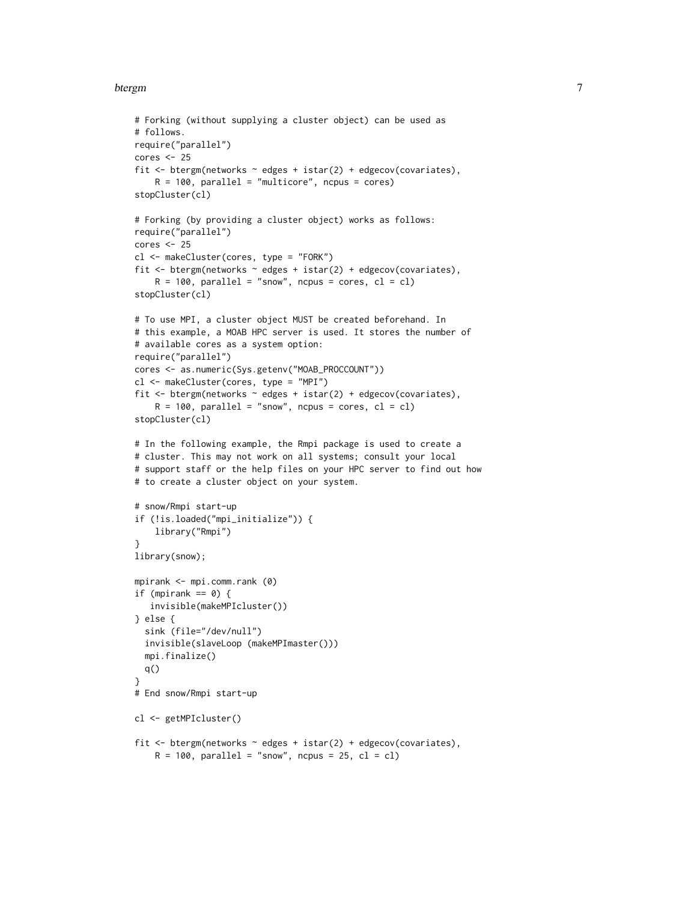```
# Forking (without supplying a cluster object) can be used as
# follows.
require("parallel")
cores <- 25
fit <- btergm(networks ~ edges + istar(2) + edgecov(covariates),
    R = 100, parallel = "multicore", ncpus = cores)
stopCluster(cl)

# Forking (by providing a cluster object) works as follows:
require("parallel")
cores <- 25
cl <- makeCluster(cores, type = "FORK")
fit <- btergm(networks ~ edges + istar(2) + edgecov(covariates),
    R = 100, parallel = "snow", ncpus = cores, cl = cl)
stopCluster(cl)

# To use MPI, a cluster object MUST be created beforehand. In
# this example, a MOAB HPC server is used. It stores the number of
# available cores as a system option:
require("parallel")
cores <- as.numeric(Sys.getenv("MOAB_PROCCOUNT"))
cl <- makeCluster(cores, type = "MPI")
fit <- btergm(networks ~ edges + istar(2) + edgecov(covariates),
    R = 100, parallel = "snow", ncpus = cores, cl = cl)
stopCluster(cl)

# In the following example, the Rmpi package is used to create a
# cluster. This may not work on all systems; consult your local
# support staff or the help files on your HPC server to find out how
# to create a cluster object on your system.

# snow/Rmpi start-up
if (!is.loaded("mpi_initialize")) {
    library("Rmpi")
}
library(snow);

mpirank <- mpi.comm.rank (0)
if (mpirank == 0) {
   invisible(makeMPIcluster())
} else {
  sink (file="/dev/null")
  invisible(slaveLoop (makeMPImaster()))
  mpi.finalize()
  q()
}
# End snow/Rmpi start-up

cl <- getMPIcluster()

fit <- btergm(networks ~ edges + istar(2) + edgecov(covariates),
    R = 100, parallel = "snow", ncpus = 25, cl = cl)
```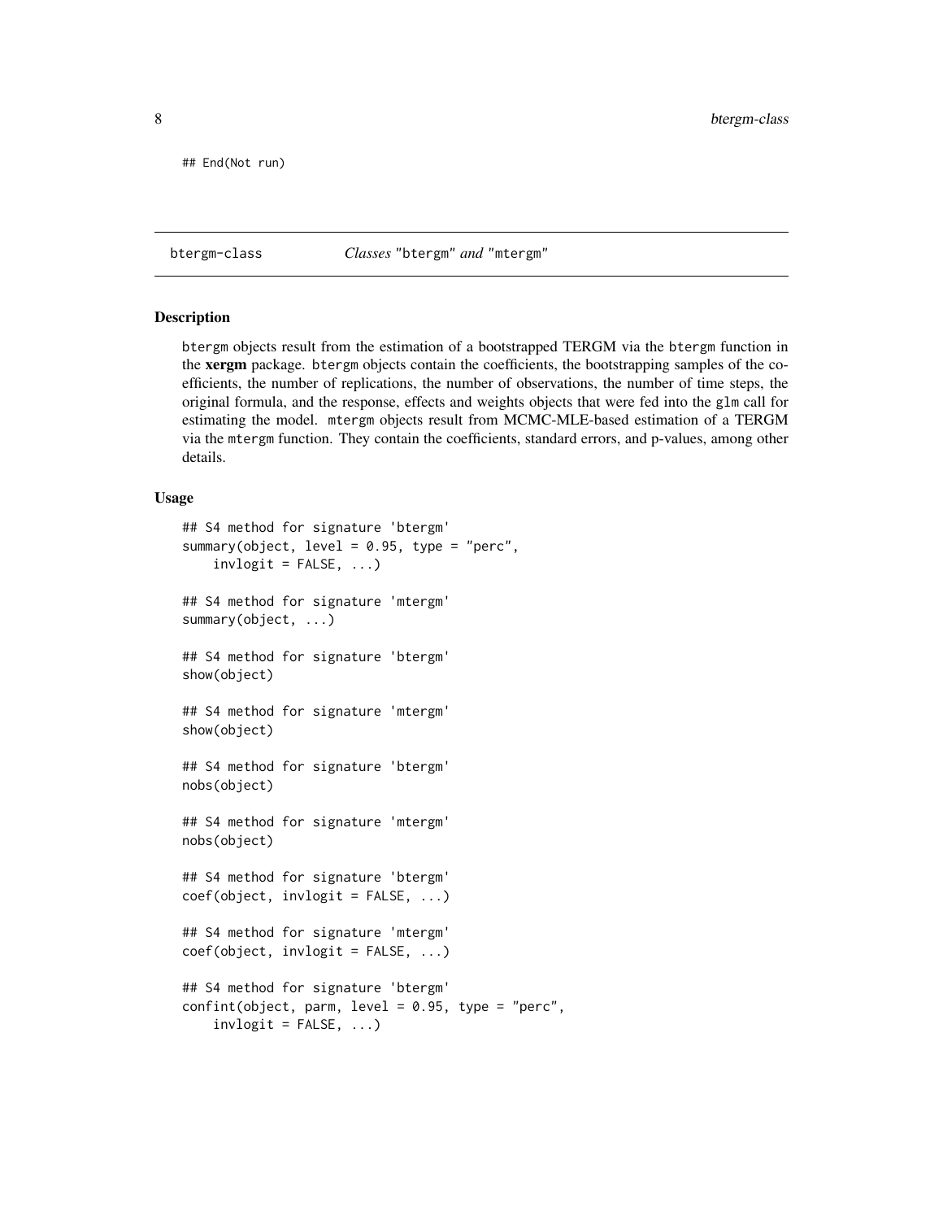```
## End(Not run)
```

## btergm-class — *Classes* "btergm" *and* "mtergm"

### Description

btergm objects result from the estimation of a bootstrapped TERGM via the btergm function in the **xergm** package. btergm objects contain the coefficients, the bootstrapping samples of the coefficients, the number of replications, the number of observations, the number of time steps, the original formula, and the response, effects and weights objects that were fed into the glm call for estimating the model. mtergm objects result from MCMC-MLE-based estimation of a TERGM via the mtergm function. They contain the coefficients, standard errors, and p-values, among other details.

### Usage

```
## S4 method for signature 'btergm'
summary(object, level = 0.95, type = "perc",
    invlogit = FALSE, ...)

## S4 method for signature 'mtergm'
summary(object, ...)

## S4 method for signature 'btergm'
show(object)

## S4 method for signature 'mtergm'
show(object)

## S4 method for signature 'btergm'
nobs(object)

## S4 method for signature 'mtergm'
nobs(object)

## S4 method for signature 'btergm'
coef(object, invlogit = FALSE, ...)

## S4 method for signature 'mtergm'
coef(object, invlogit = FALSE, ...)

## S4 method for signature 'btergm'
confint(object, parm, level = 0.95, type = "perc",
    invlogit = FALSE, ...)
```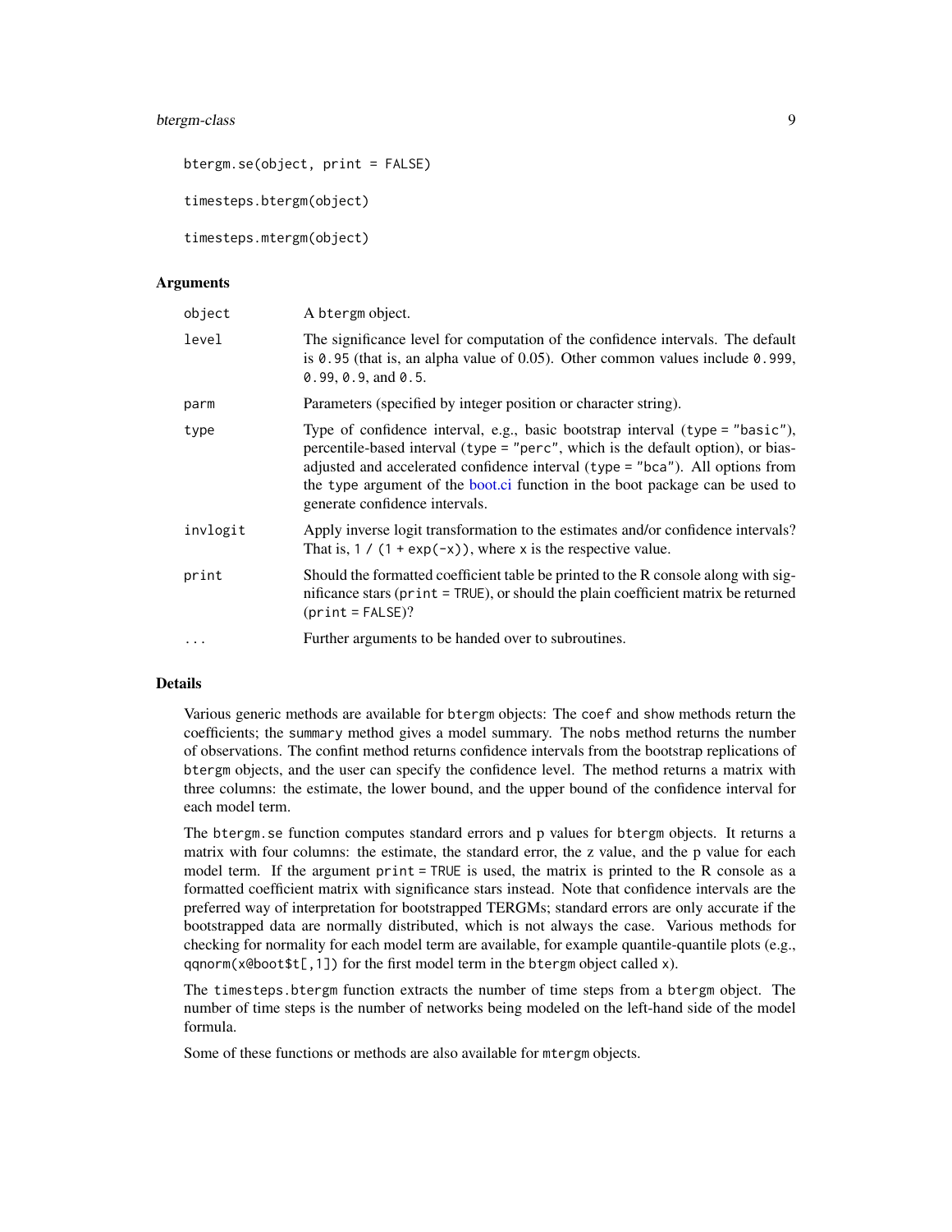```
btergm.se(object, print = FALSE)

timesteps.btergm(object)

timesteps.mtergm(object)
```

## Arguments

| | |
|---|---|
| `object` | A `btergm` object. |
| `level` | The significance level for computation of the confidence intervals. The default is `0.95` (that is, an alpha value of 0.05). Other common values include `0.999`, `0.99`, `0.9`, and `0.5`. |
| `parm` | Parameters (specified by integer position or character string). |
| `type` | Type of confidence interval, e.g., basic bootstrap interval (`type = "basic"`), percentile-based interval (`type = "perc"`, which is the default option), or bias-adjusted and accelerated confidence interval (`type = "bca"`). All options from the `type` argument of the boot.ci function in the boot package can be used to generate confidence intervals. |
| `invlogit` | Apply inverse logit transformation to the estimates and/or confidence intervals? That is, `1 / (1 + exp(-x))`, where `x` is the respective value. |
| `print` | Should the formatted coefficient table be printed to the R console along with significance stars (`print = TRUE`), or should the plain coefficient matrix be returned (`print = FALSE`)? |
| `...` | Further arguments to be handed over to subroutines. |

## Details

Various generic methods are available for `btergm` objects: The `coef` and `show` methods return the coefficients; the `summary` method gives a model summary. The `nobs` method returns the number of observations. The confint method returns confidence intervals from the bootstrap replications of `btergm` objects, and the user can specify the confidence level. The method returns a matrix with three columns: the estimate, the lower bound, and the upper bound of the confidence interval for each model term.

The `btergm.se` function computes standard errors and p values for `btergm` objects. It returns a matrix with four columns: the estimate, the standard error, the z value, and the p value for each model term. If the argument `print = TRUE` is used, the matrix is printed to the R console as a formatted coefficient matrix with significance stars instead. Note that confidence intervals are the preferred way of interpretation for bootstrapped TERGMs; standard errors are only accurate if the bootstrapped data are normally distributed, which is not always the case. Various methods for checking for normality for each model term are available, for example quantile-quantile plots (e.g., `qqnorm(x@boot$t[,1])` for the first model term in the `btergm` object called `x`).

The `timesteps.btergm` function extracts the number of time steps from a `btergm` object. The number of time steps is the number of networks being modeled on the left-hand side of the model formula.

Some of these functions or methods are also available for `mtergm` objects.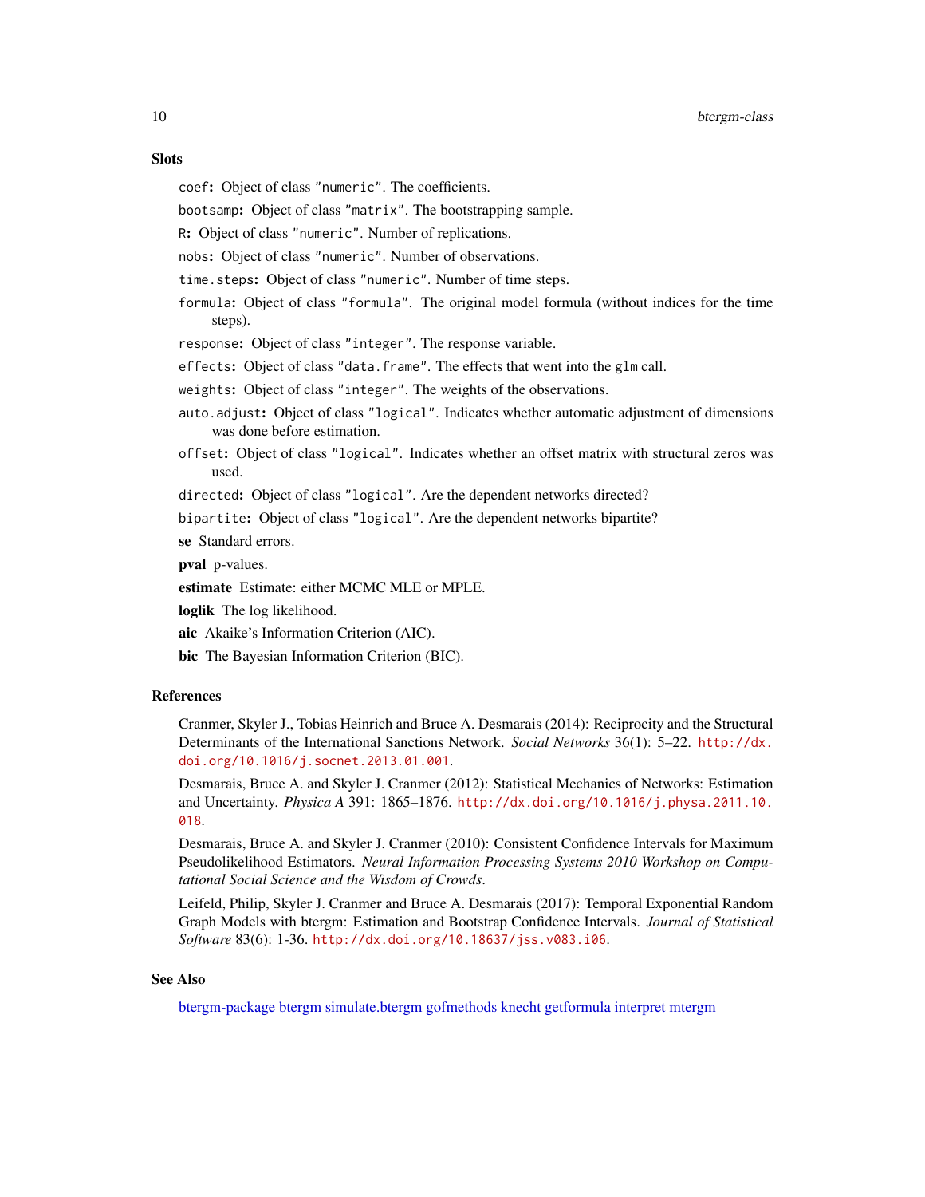### Slots

`coef`: Object of class `"numeric"`. The coefficients.

`bootsamp`: Object of class `"matrix"`. The bootstrapping sample.

`R`: Object of class `"numeric"`. Number of replications.

`nobs`: Object of class `"numeric"`. Number of observations.

`time.steps`: Object of class `"numeric"`. Number of time steps.

`formula`: Object of class `"formula"`. The original model formula (without indices for the time steps).

`response`: Object of class `"integer"`. The response variable.

`effects`: Object of class `"data.frame"`. The effects that went into the `glm` call.

`weights`: Object of class `"integer"`. The weights of the observations.

`auto.adjust`: Object of class `"logical"`. Indicates whether automatic adjustment of dimensions was done before estimation.

`offset`: Object of class `"logical"`. Indicates whether an offset matrix with structural zeros was used.

`directed`: Object of class `"logical"`. Are the dependent networks directed?

`bipartite`: Object of class `"logical"`. Are the dependent networks bipartite?

**se** Standard errors.

**pval** p-values.

**estimate** Estimate: either MCMC MLE or MPLE.

**loglik** The log likelihood.

**aic** Akaike's Information Criterion (AIC).

**bic** The Bayesian Information Criterion (BIC).

### References

Cranmer, Skyler J., Tobias Heinrich and Bruce A. Desmarais (2014): Reciprocity and the Structural Determinants of the International Sanctions Network. *Social Networks* 36(1): 5–22. http://dx.doi.org/10.1016/j.socnet.2013.01.001.

Desmarais, Bruce A. and Skyler J. Cranmer (2012): Statistical Mechanics of Networks: Estimation and Uncertainty. *Physica A* 391: 1865–1876. http://dx.doi.org/10.1016/j.physa.2011.10.018.

Desmarais, Bruce A. and Skyler J. Cranmer (2010): Consistent Confidence Intervals for Maximum Pseudolikelihood Estimators. *Neural Information Processing Systems 2010 Workshop on Computational Social Science and the Wisdom of Crowds*.

Leifeld, Philip, Skyler J. Cranmer and Bruce A. Desmarais (2017): Temporal Exponential Random Graph Models with btergm: Estimation and Bootstrap Confidence Intervals. *Journal of Statistical Software* 83(6): 1-36. http://dx.doi.org/10.18637/jss.v083.i06.

### See Also

btergm-package btergm simulate.btergm gofmethods knecht getformula interpret mtergm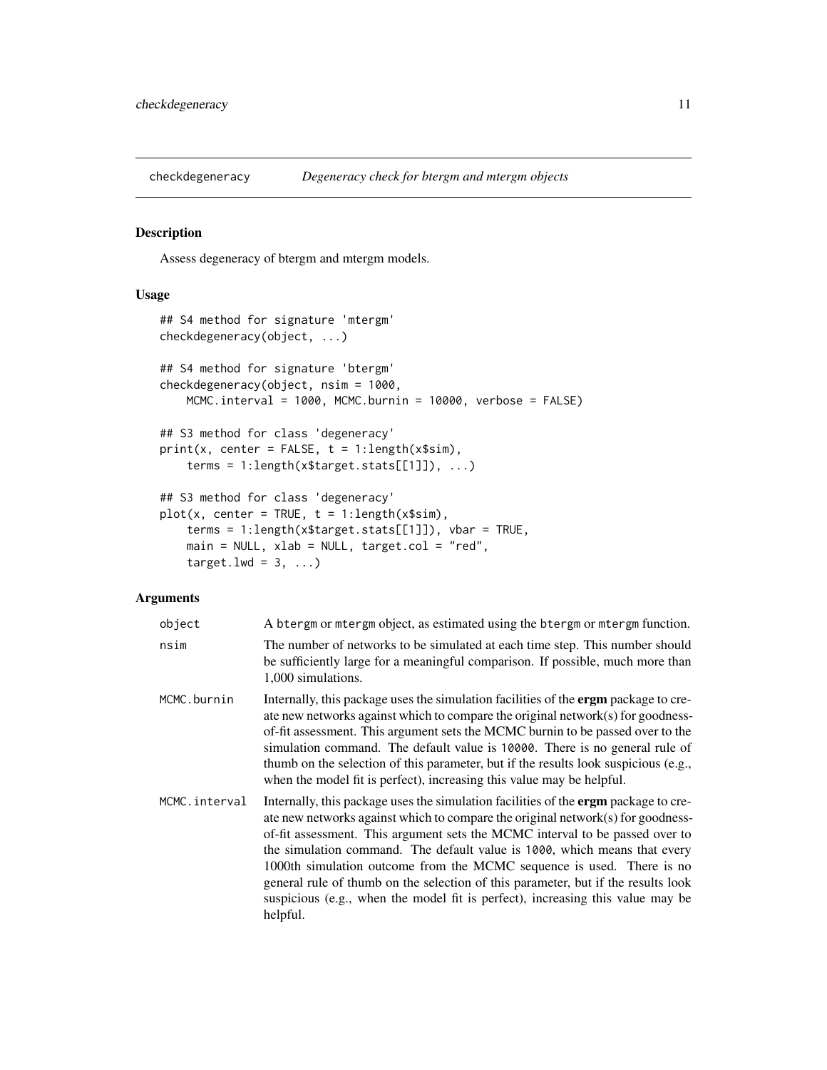## checkdegeneracy — *Degeneracy check for btergm and mtergm objects*

### Description

Assess degeneracy of btergm and mtergm models.

### Usage

```
## S4 method for signature 'mtergm'
checkdegeneracy(object, ...)

## S4 method for signature 'btergm'
checkdegeneracy(object, nsim = 1000,
    MCMC.interval = 1000, MCMC.burnin = 10000, verbose = FALSE)

## S3 method for class 'degeneracy'
print(x, center = FALSE, t = 1:length(x$sim),
    terms = 1:length(x$target.stats[[1]]), ...)

## S3 method for class 'degeneracy'
plot(x, center = TRUE, t = 1:length(x$sim),
    terms = 1:length(x$target.stats[[1]]), vbar = TRUE,
    main = NULL, xlab = NULL, target.col = "red",
    target.lwd = 3, ...)
```

### Arguments

| Argument | Description |
|---|---|
| `object` | A `btergm` or `mtergm` object, as estimated using the `btergm` or `mtergm` function. |
| `nsim` | The number of networks to be simulated at each time step. This number should be sufficiently large for a meaningful comparison. If possible, much more than 1,000 simulations. |
| `MCMC.burnin` | Internally, this package uses the simulation facilities of the **ergm** package to create new networks against which to compare the original network(s) for goodness-of-fit assessment. This argument sets the MCMC burnin to be passed over to the simulation command. The default value is `10000`. There is no general rule of thumb on the selection of this parameter, but if the results look suspicious (e.g., when the model fit is perfect), increasing this value may be helpful. |
| `MCMC.interval` | Internally, this package uses the simulation facilities of the **ergm** package to create new networks against which to compare the original network(s) for goodness-of-fit assessment. This argument sets the MCMC interval to be passed over to the simulation command. The default value is `1000`, which means that every 1000th simulation outcome from the MCMC sequence is used. There is no general rule of thumb on the selection of this parameter, but if the results look suspicious (e.g., when the model fit is perfect), increasing this value may be helpful. |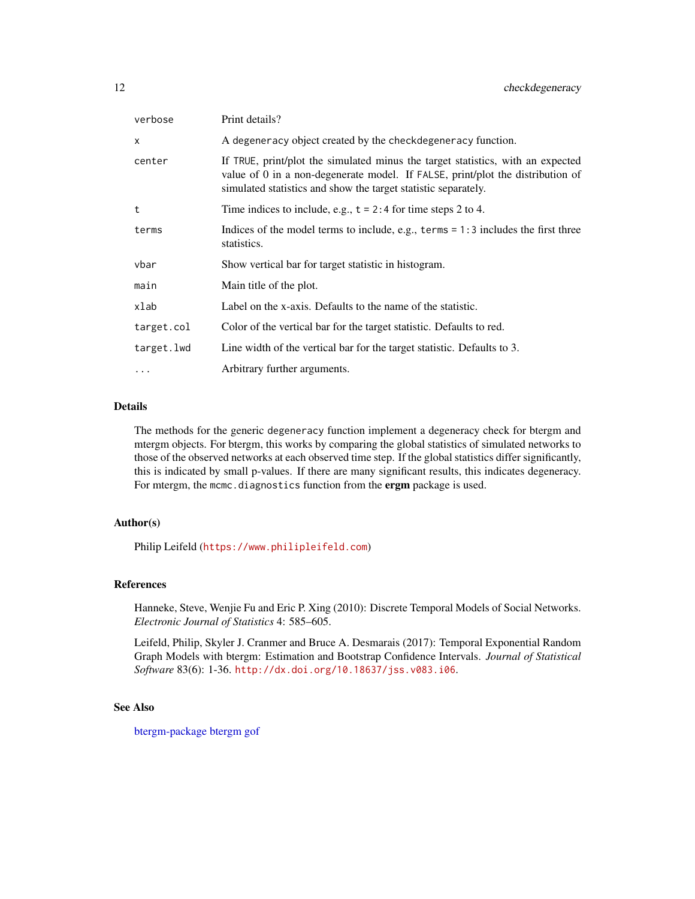| | |
|---|---|
| `verbose` | Print details? |
| `x` | A `degeneracy` object created by the `checkdegeneracy` function. |
| `center` | If `TRUE`, print/plot the simulated minus the target statistics, with an expected value of 0 in a non-degenerate model. If `FALSE`, print/plot the distribution of simulated statistics and show the target statistic separately. |
| `t` | Time indices to include, e.g., `t = 2:4` for time steps 2 to 4. |
| `terms` | Indices of the model terms to include, e.g., `terms = 1:3` includes the first three statistics. |
| `vbar` | Show vertical bar for target statistic in histogram. |
| `main` | Main title of the plot. |
| `xlab` | Label on the x-axis. Defaults to the name of the statistic. |
| `target.col` | Color of the vertical bar for the target statistic. Defaults to red. |
| `target.lwd` | Line width of the vertical bar for the target statistic. Defaults to 3. |
| `...` | Arbitrary further arguments. |

## Details

The methods for the generic `degeneracy` function implement a degeneracy check for btergm and mtergm objects. For btergm, this works by comparing the global statistics of simulated networks to those of the observed networks at each observed time step. If the global statistics differ significantly, this is indicated by small p-values. If there are many significant results, this indicates degeneracy. For mtergm, the `mcmc.diagnostics` function from the **ergm** package is used.

## Author(s)

Philip Leifeld (https://www.philipleifeld.com)

## References

Hanneke, Steve, Wenjie Fu and Eric P. Xing (2010): Discrete Temporal Models of Social Networks. *Electronic Journal of Statistics* 4: 585–605.

Leifeld, Philip, Skyler J. Cranmer and Bruce A. Desmarais (2017): Temporal Exponential Random Graph Models with btergm: Estimation and Bootstrap Confidence Intervals. *Journal of Statistical Software* 83(6): 1-36. http://dx.doi.org/10.18637/jss.v083.i06.

## See Also

btergm-package btergm gof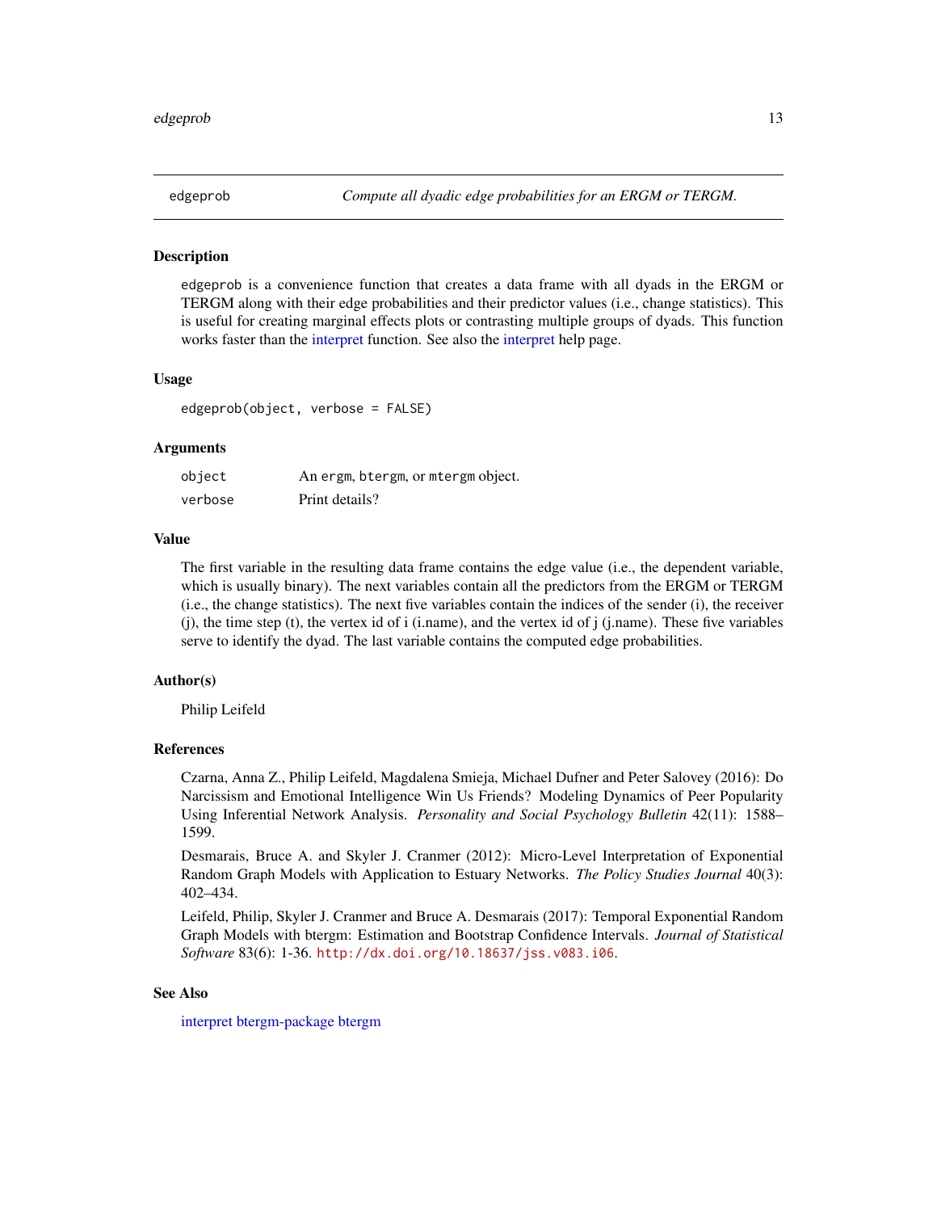## edgeprob — *Compute all dyadic edge probabilities for an ERGM or TERGM.*

### Description

edgeprob is a convenience function that creates a data frame with all dyads in the ERGM or TERGM along with their edge probabilities and their predictor values (i.e., change statistics). This is useful for creating marginal effects plots or contrasting multiple groups of dyads. This function works faster than the interpret function. See also the interpret help page.

### Usage

```
edgeprob(object, verbose = FALSE)
```

### Arguments

| | |
|---|---|
| object | An ergm, btergm, or mtergm object. |
| verbose | Print details? |

### Value

The first variable in the resulting data frame contains the edge value (i.e., the dependent variable, which is usually binary). The next variables contain all the predictors from the ERGM or TERGM (i.e., the change statistics). The next five variables contain the indices of the sender (i), the receiver (j), the time step (t), the vertex id of i (i.name), and the vertex id of j (j.name). These five variables serve to identify the dyad. The last variable contains the computed edge probabilities.

### Author(s)

Philip Leifeld

### References

Czarna, Anna Z., Philip Leifeld, Magdalena Smieja, Michael Dufner and Peter Salovey (2016): Do Narcissism and Emotional Intelligence Win Us Friends? Modeling Dynamics of Peer Popularity Using Inferential Network Analysis. *Personality and Social Psychology Bulletin* 42(11): 1588–1599.

Desmarais, Bruce A. and Skyler J. Cranmer (2012): Micro-Level Interpretation of Exponential Random Graph Models with Application to Estuary Networks. *The Policy Studies Journal* 40(3): 402–434.

Leifeld, Philip, Skyler J. Cranmer and Bruce A. Desmarais (2017): Temporal Exponential Random Graph Models with btergm: Estimation and Bootstrap Confidence Intervals. *Journal of Statistical Software* 83(6): 1-36. http://dx.doi.org/10.18637/jss.v083.i06.

### See Also

interpret btergm-package btergm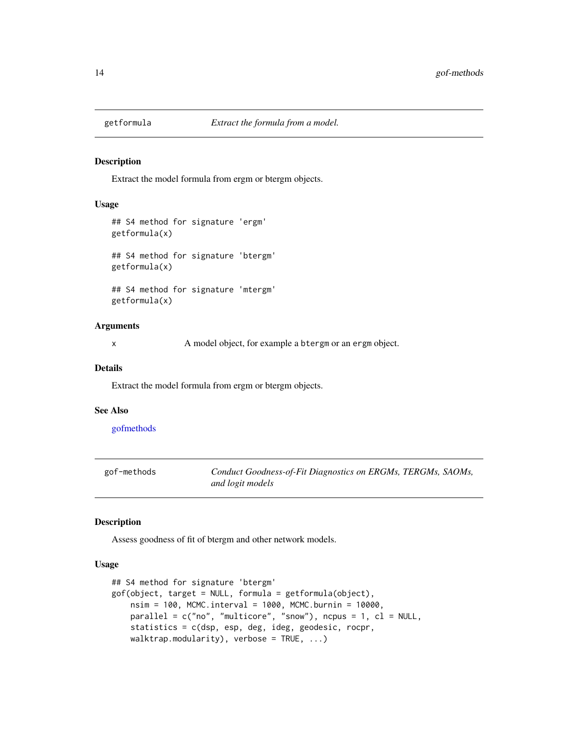## getformula — *Extract the formula from a model.*

### Description

Extract the model formula from ergm or btergm objects.

### Usage

```
## S4 method for signature 'ergm'
getformula(x)

## S4 method for signature 'btergm'
getformula(x)

## S4 method for signature 'mtergm'
getformula(x)
```

### Arguments

| | |
|---|---|
| x | A model object, for example a `btergm` or an `ergm` object. |

### Details

Extract the model formula from ergm or btergm objects.

### See Also

gofmethods

## gof-methods — *Conduct Goodness-of-Fit Diagnostics on ERGMs, TERGMs, SAOMs, and logit models*

### Description

Assess goodness of fit of btergm and other network models.

### Usage

```
## S4 method for signature 'btergm'
gof(object, target = NULL, formula = getformula(object),
    nsim = 100, MCMC.interval = 1000, MCMC.burnin = 10000,
    parallel = c("no", "multicore", "snow"), ncpus = 1, cl = NULL,
    statistics = c(dsp, esp, deg, ideg, geodesic, rocpr,
    walktrap.modularity), verbose = TRUE, ...)
```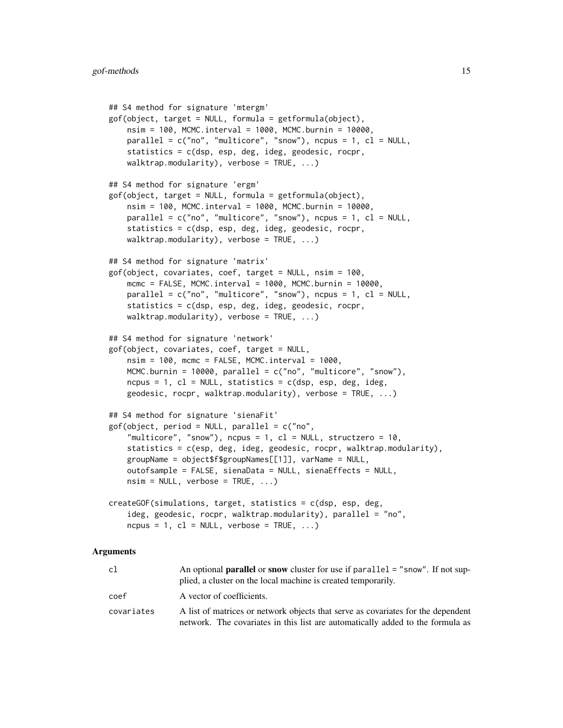```
## S4 method for signature 'mtergm'
gof(object, target = NULL, formula = getformula(object),
    nsim = 100, MCMC.interval = 1000, MCMC.burnin = 10000,
    parallel = c("no", "multicore", "snow"), ncpus = 1, cl = NULL,
    statistics = c(dsp, esp, deg, ideg, geodesic, rocpr,
    walktrap.modularity), verbose = TRUE, ...)

## S4 method for signature 'ergm'
gof(object, target = NULL, formula = getformula(object),
    nsim = 100, MCMC.interval = 1000, MCMC.burnin = 10000,
    parallel = c("no", "multicore", "snow"), ncpus = 1, cl = NULL,
    statistics = c(dsp, esp, deg, ideg, geodesic, rocpr,
    walktrap.modularity), verbose = TRUE, ...)

## S4 method for signature 'matrix'
gof(object, covariates, coef, target = NULL, nsim = 100,
    mcmc = FALSE, MCMC.interval = 1000, MCMC.burnin = 10000,
    parallel = c("no", "multicore", "snow"), ncpus = 1, cl = NULL,
    statistics = c(dsp, esp, deg, ideg, geodesic, rocpr,
    walktrap.modularity), verbose = TRUE, ...)

## S4 method for signature 'network'
gof(object, covariates, coef, target = NULL,
    nsim = 100, mcmc = FALSE, MCMC.interval = 1000,
    MCMC.burnin = 10000, parallel = c("no", "multicore", "snow"),
    ncpus = 1, cl = NULL, statistics = c(dsp, esp, deg, ideg,
    geodesic, rocpr, walktrap.modularity), verbose = TRUE, ...)

## S4 method for signature 'sienaFit'
gof(object, period = NULL, parallel = c("no",
    "multicore", "snow"), ncpus = 1, cl = NULL, structzero = 10,
    statistics = c(esp, deg, ideg, geodesic, rocpr, walktrap.modularity),
    groupName = object$f$groupNames[[1]], varName = NULL,
    outofsample = FALSE, sienaData = NULL, sienaEffects = NULL,
    nsim = NULL, verbose = TRUE, ...)

createGOF(simulations, target, statistics = c(dsp, esp, deg,
    ideg, geodesic, rocpr, walktrap.modularity), parallel = "no",
    ncpus = 1, cl = NULL, verbose = TRUE, ...)
```

## Arguments

| | |
|---|---|
| cl | An optional **parallel** or **snow** cluster for use if parallel = "snow". If not supplied, a cluster on the local machine is created temporarily. |
| coef | A vector of coefficients. |
| covariates | A list of matrices or network objects that serve as covariates for the dependent network. The covariates in this list are automatically added to the formula as |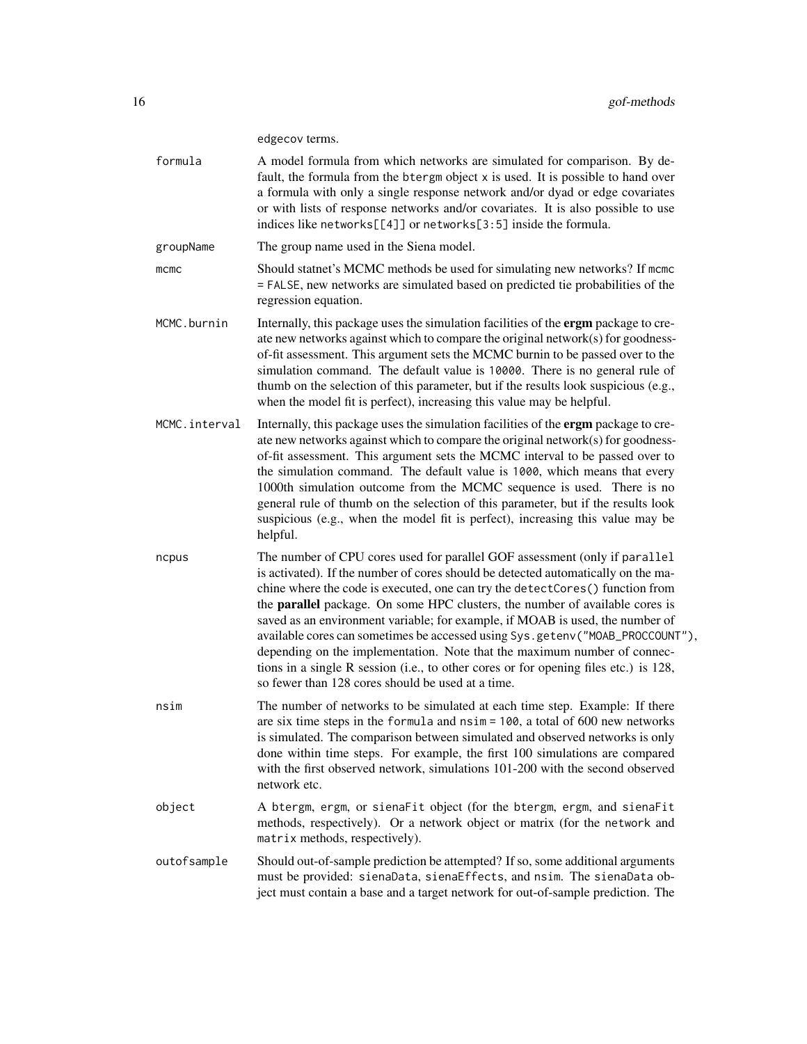edgecov terms.

formula
: A model formula from which networks are simulated for comparison. By default, the formula from the btergm object x is used. It is possible to hand over a formula with only a single response network and/or dyad or edge covariates or with lists of response networks and/or covariates. It is also possible to use indices like networks[[4]] or networks[3:5] inside the formula.

groupName
: The group name used in the Siena model.

mcmc
: Should statnet's MCMC methods be used for simulating new networks? If mcmc = FALSE, new networks are simulated based on predicted tie probabilities of the regression equation.

MCMC.burnin
: Internally, this package uses the simulation facilities of the **ergm** package to create new networks against which to compare the original network(s) for goodness-of-fit assessment. This argument sets the MCMC burnin to be passed over to the simulation command. The default value is 10000. There is no general rule of thumb on the selection of this parameter, but if the results look suspicious (e.g., when the model fit is perfect), increasing this value may be helpful.

MCMC.interval
: Internally, this package uses the simulation facilities of the **ergm** package to create new networks against which to compare the original network(s) for goodness-of-fit assessment. This argument sets the MCMC interval to be passed over to the simulation command. The default value is 1000, which means that every 1000th simulation outcome from the MCMC sequence is used. There is no general rule of thumb on the selection of this parameter, but if the results look suspicious (e.g., when the model fit is perfect), increasing this value may be helpful.

ncpus
: The number of CPU cores used for parallel GOF assessment (only if parallel is activated). If the number of cores should be detected automatically on the machine where the code is executed, one can try the detectCores() function from the **parallel** package. On some HPC clusters, the number of available cores is saved as an environment variable; for example, if MOAB is used, the number of available cores can sometimes be accessed using Sys.getenv("MOAB_PROCCOUNT"), depending on the implementation. Note that the maximum number of connections in a single R session (i.e., to other cores or for opening files etc.) is 128, so fewer than 128 cores should be used at a time.

nsim
: The number of networks to be simulated at each time step. Example: If there are six time steps in the formula and nsim = 100, a total of 600 new networks is simulated. The comparison between simulated and observed networks is only done within time steps. For example, the first 100 simulations are compared with the first observed network, simulations 101-200 with the second observed network etc.

object
: A btergm, ergm, or sienaFit object (for the btergm, ergm, and sienaFit methods, respectively). Or a network object or matrix (for the network and matrix methods, respectively).

outofsample
: Should out-of-sample prediction be attempted? If so, some additional arguments must be provided: sienaData, sienaEffects, and nsim. The sienaData object must contain a base and a target network for out-of-sample prediction. The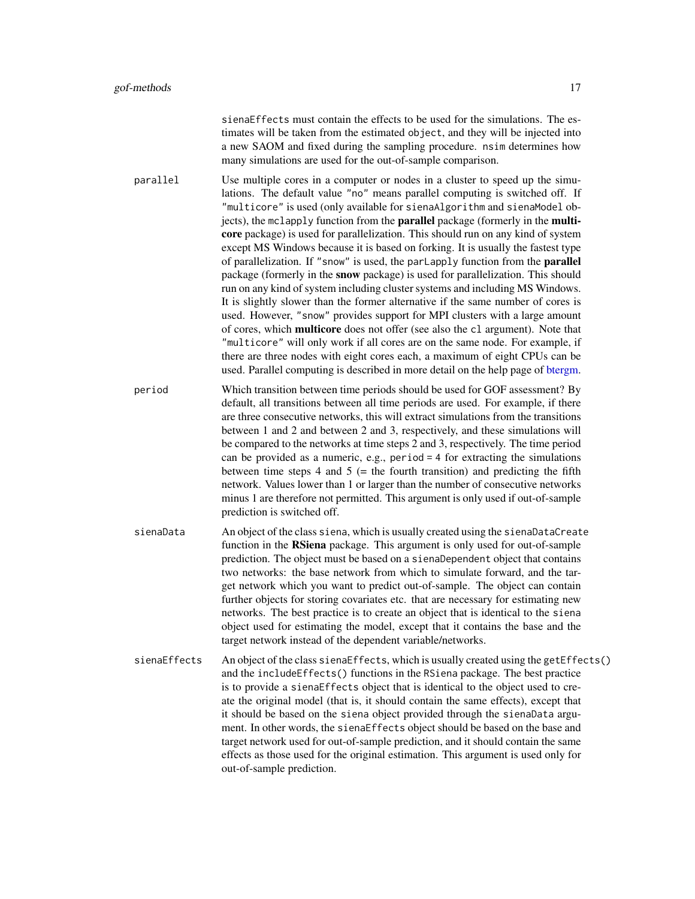sienaEffects must contain the effects to be used for the simulations. The estimates will be taken from the estimated object, and they will be injected into a new SAOM and fixed during the sampling procedure. nsim determines how many simulations are used for the out-of-sample comparison.

parallel
: Use multiple cores in a computer or nodes in a cluster to speed up the simulations. The default value "no" means parallel computing is switched off. If "multicore" is used (only available for sienaAlgorithm and sienaModel objects), the mclapply function from the **parallel** package (formerly in the **multicore** package) is used for parallelization. This should run on any kind of system except MS Windows because it is based on forking. It is usually the fastest type of parallelization. If "snow" is used, the parLapply function from the **parallel** package (formerly in the **snow** package) is used for parallelization. This should run on any kind of system including cluster systems and including MS Windows. It is slightly slower than the former alternative if the same number of cores is used. However, "snow" provides support for MPI clusters with a large amount of cores, which **multicore** does not offer (see also the cl argument). Note that "multicore" will only work if all cores are on the same node. For example, if there are three nodes with eight cores each, a maximum of eight CPUs can be used. Parallel computing is described in more detail on the help page of btergm.

period
: Which transition between time periods should be used for GOF assessment? By default, all transitions between all time periods are used. For example, if there are three consecutive networks, this will extract simulations from the transitions between 1 and 2 and between 2 and 3, respectively, and these simulations will be compared to the networks at time steps 2 and 3, respectively. The time period can be provided as a numeric, e.g., period = 4 for extracting the simulations between time steps 4 and 5 (= the fourth transition) and predicting the fifth network. Values lower than 1 or larger than the number of consecutive networks minus 1 are therefore not permitted. This argument is only used if out-of-sample prediction is switched off.

sienaData
: An object of the class siena, which is usually created using the sienaDataCreate function in the **RSiena** package. This argument is only used for out-of-sample prediction. The object must be based on a sienaDependent object that contains two networks: the base network from which to simulate forward, and the target network which you want to predict out-of-sample. The object can contain further objects for storing covariates etc. that are necessary for estimating new networks. The best practice is to create an object that is identical to the siena object used for estimating the model, except that it contains the base and the target network instead of the dependent variable/networks.

sienaEffects
: An object of the class sienaEffects, which is usually created using the getEffects() and the includeEffects() functions in the RSiena package. The best practice is to provide a sienaEffects object that is identical to the object used to create the original model (that is, it should contain the same effects), except that it should be based on the siena object provided through the sienaData argument. In other words, the sienaEffects object should be based on the base and target network used for out-of-sample prediction, and it should contain the same effects as those used for the original estimation. This argument is used only for out-of-sample prediction.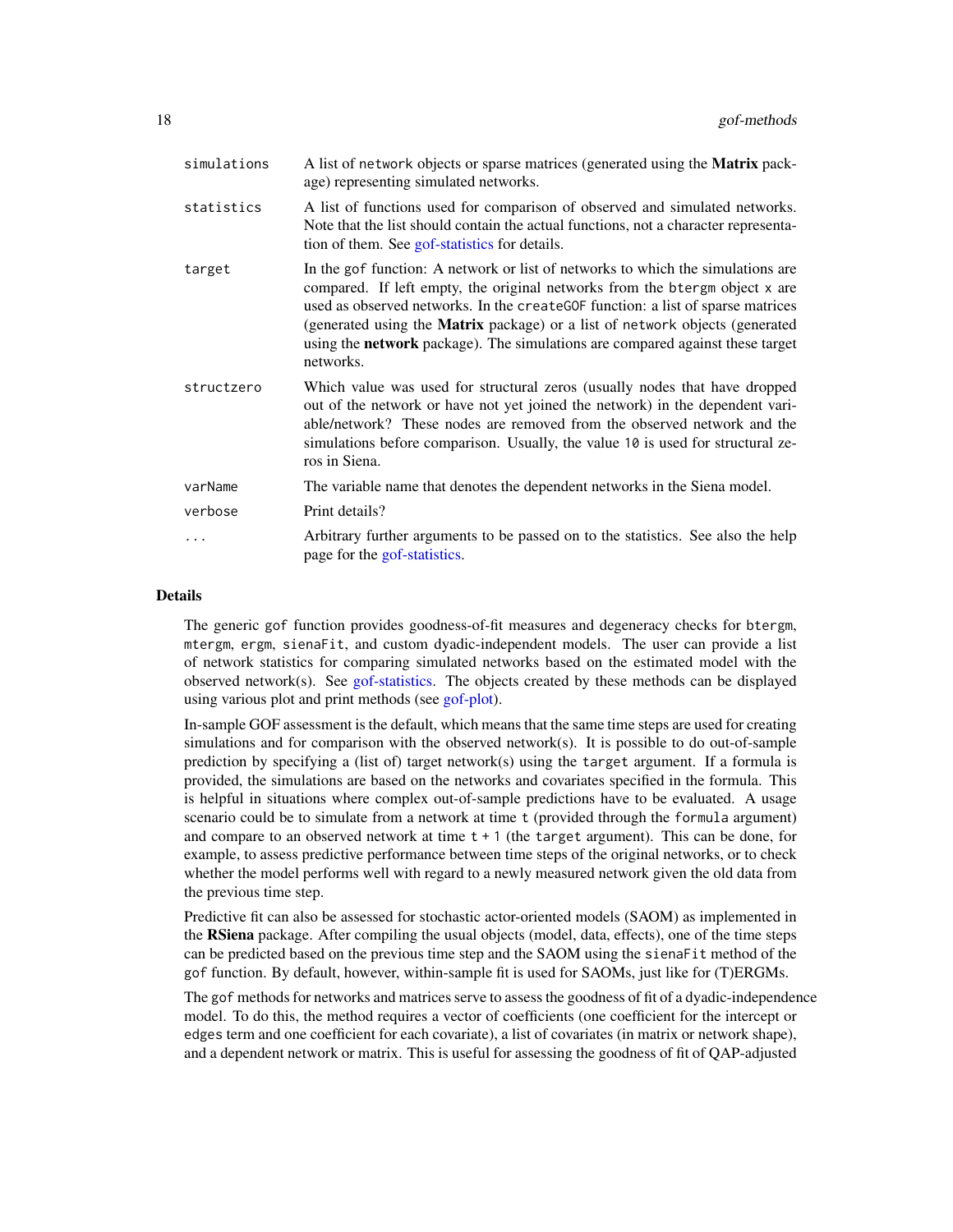| | |
|---|---|
| simulations | A list of network objects or sparse matrices (generated using the **Matrix** package) representing simulated networks. |
| statistics | A list of functions used for comparison of observed and simulated networks. Note that the list should contain the actual functions, not a character representation of them. See gof-statistics for details. |
| target | In the gof function: A network or list of networks to which the simulations are compared. If left empty, the original networks from the btergm object x are used as observed networks. In the createGOF function: a list of sparse matrices (generated using the **Matrix** package) or a list of network objects (generated using the **network** package). The simulations are compared against these target networks. |
| structzero | Which value was used for structural zeros (usually nodes that have dropped out of the network or have not yet joined the network) in the dependent variable/network? These nodes are removed from the observed network and the simulations before comparison. Usually, the value 10 is used for structural zeros in Siena. |
| varName | The variable name that denotes the dependent networks in the Siena model. |
| verbose | Print details? |
| ... | Arbitrary further arguments to be passed on to the statistics. See also the help page for the gof-statistics. |

### Details

The generic gof function provides goodness-of-fit measures and degeneracy checks for btergm, mtergm, ergm, sienaFit, and custom dyadic-independent models. The user can provide a list of network statistics for comparing simulated networks based on the estimated model with the observed network(s). See gof-statistics. The objects created by these methods can be displayed using various plot and print methods (see gof-plot).

In-sample GOF assessment is the default, which means that the same time steps are used for creating simulations and for comparison with the observed network(s). It is possible to do out-of-sample prediction by specifying a (list of) target network(s) using the target argument. If a formula is provided, the simulations are based on the networks and covariates specified in the formula. This is helpful in situations where complex out-of-sample predictions have to be evaluated. A usage scenario could be to simulate from a network at time t (provided through the formula argument) and compare to an observed network at time t + 1 (the target argument). This can be done, for example, to assess predictive performance between time steps of the original networks, or to check whether the model performs well with regard to a newly measured network given the old data from the previous time step.

Predictive fit can also be assessed for stochastic actor-oriented models (SAOM) as implemented in the **RSiena** package. After compiling the usual objects (model, data, effects), one of the time steps can be predicted based on the previous time step and the SAOM using the sienaFit method of the gof function. By default, however, within-sample fit is used for SAOMs, just like for (T)ERGMs.

The gof methods for networks and matrices serve to assess the goodness of fit of a dyadic-independence model. To do this, the method requires a vector of coefficients (one coefficient for the intercept or edges term and one coefficient for each covariate), a list of covariates (in matrix or network shape), and a dependent network or matrix. This is useful for assessing the goodness of fit of QAP-adjusted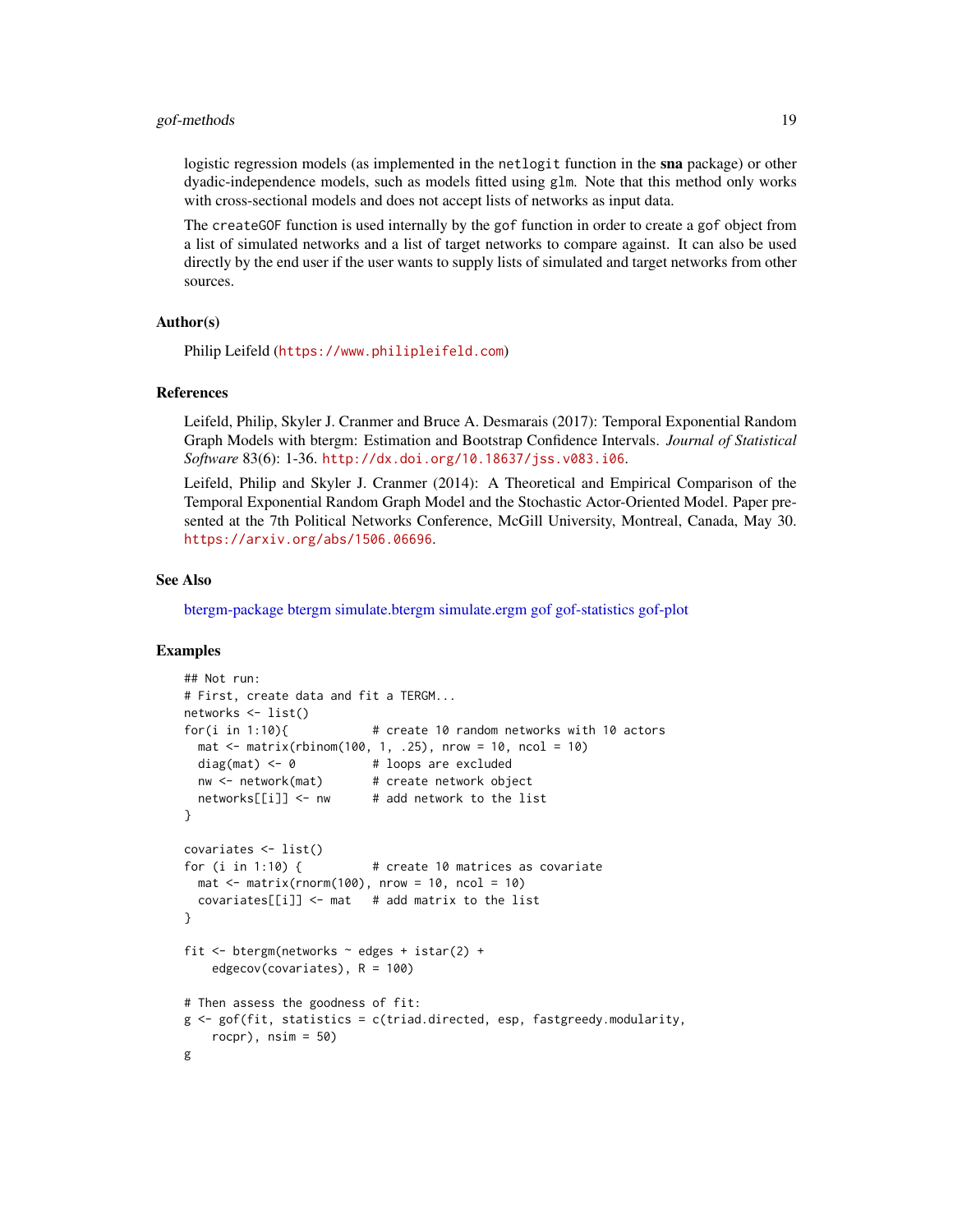logistic regression models (as implemented in the `netlogit` function in the **sna** package) or other dyadic-independence models, such as models fitted using `glm`. Note that this method only works with cross-sectional models and does not accept lists of networks as input data.

The `createGOF` function is used internally by the `gof` function in order to create a `gof` object from a list of simulated networks and a list of target networks to compare against. It can also be used directly by the end user if the user wants to supply lists of simulated and target networks from other sources.

### Author(s)

Philip Leifeld (https://www.philipleifeld.com)

### References

Leifeld, Philip, Skyler J. Cranmer and Bruce A. Desmarais (2017): Temporal Exponential Random Graph Models with btergm: Estimation and Bootstrap Confidence Intervals. *Journal of Statistical Software* 83(6): 1-36. http://dx.doi.org/10.18637/jss.v083.i06.

Leifeld, Philip and Skyler J. Cranmer (2014): A Theoretical and Empirical Comparison of the Temporal Exponential Random Graph Model and the Stochastic Actor-Oriented Model. Paper presented at the 7th Political Networks Conference, McGill University, Montreal, Canada, May 30. https://arxiv.org/abs/1506.06696.

### See Also

btergm-package btergm simulate.btergm simulate.ergm gof gof-statistics gof-plot

### Examples

```
## Not run:
# First, create data and fit a TERGM...
networks <- list()
for(i in 1:10){            # create 10 random networks with 10 actors
  mat <- matrix(rbinom(100, 1, .25), nrow = 10, ncol = 10)
  diag(mat) <- 0           # loops are excluded
  nw <- network(mat)       # create network object
  networks[[i]] <- nw      # add network to the list
}

covariates <- list()
for (i in 1:10) {          # create 10 matrices as covariate
  mat <- matrix(rnorm(100), nrow = 10, ncol = 10)
  covariates[[i]] <- mat   # add matrix to the list
}

fit <- btergm(networks ~ edges + istar(2) +
    edgecov(covariates), R = 100)

# Then assess the goodness of fit:
g <- gof(fit, statistics = c(triad.directed, esp, fastgreedy.modularity,
    rocpr), nsim = 50)
g
```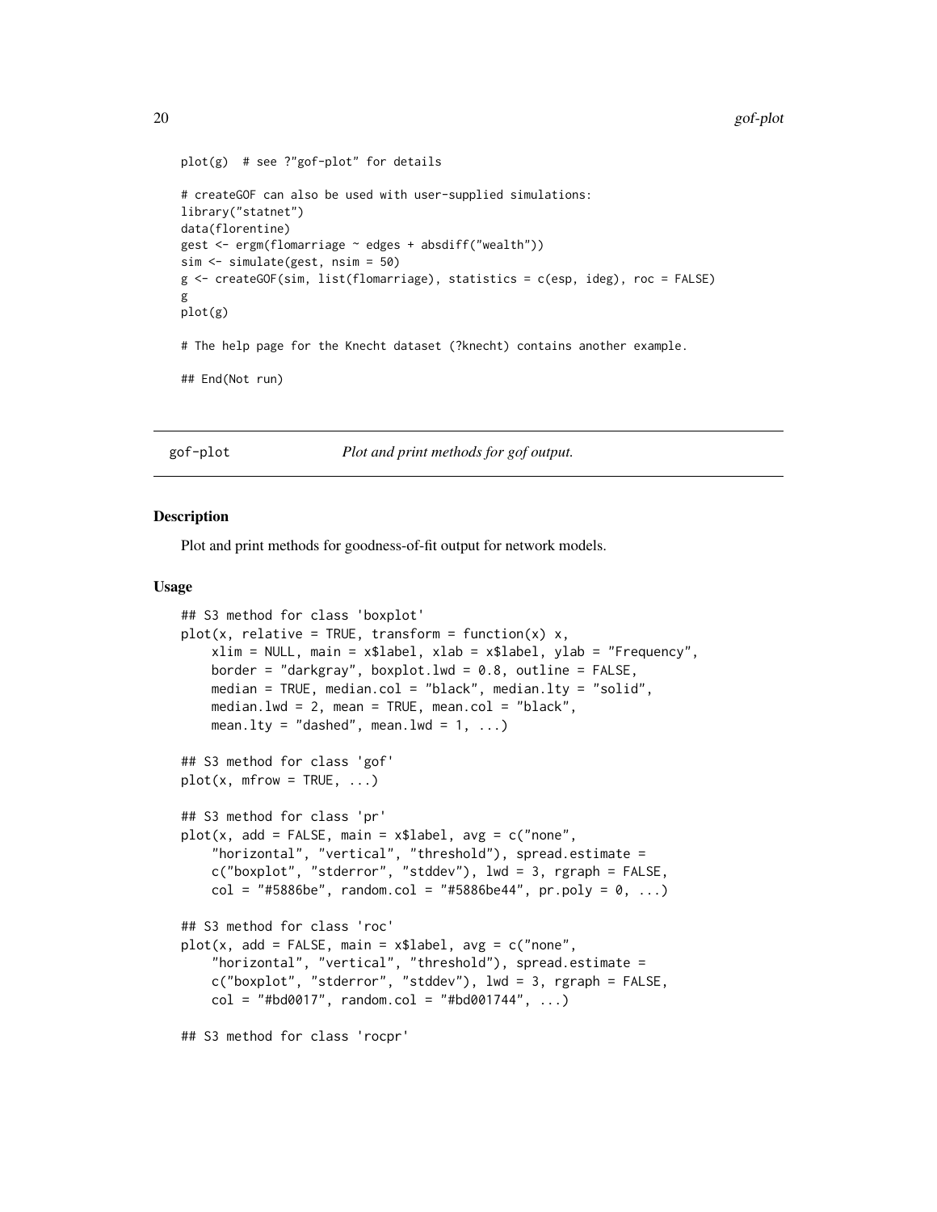```
plot(g)  # see ?"gof-plot" for details

# createGOF can also be used with user-supplied simulations:
library("statnet")
data(florentine)
gest <- ergm(flomarriage ~ edges + absdiff("wealth"))
sim <- simulate(gest, nsim = 50)
g <- createGOF(sim, list(flomarriage), statistics = c(esp, ideg), roc = FALSE)
g
plot(g)

# The help page for the Knecht dataset (?knecht) contains another example.

## End(Not run)
```

## gof-plot    *Plot and print methods for gof output.*

### Description

Plot and print methods for goodness-of-fit output for network models.

### Usage

```
## S3 method for class 'boxplot'
plot(x, relative = TRUE, transform = function(x) x,
    xlim = NULL, main = x$label, xlab = x$label, ylab = "Frequency",
    border = "darkgray", boxplot.lwd = 0.8, outline = FALSE,
    median = TRUE, median.col = "black", median.lty = "solid",
    median.lwd = 2, mean = TRUE, mean.col = "black",
    mean.lty = "dashed", mean.lwd = 1, ...)

## S3 method for class 'gof'
plot(x, mfrow = TRUE, ...)

## S3 method for class 'pr'
plot(x, add = FALSE, main = x$label, avg = c("none",
    "horizontal", "vertical", "threshold"), spread.estimate =
    c("boxplot", "stderror", "stddev"), lwd = 3, rgraph = FALSE,
    col = "#5886be", random.col = "#5886be44", pr.poly = 0, ...)

## S3 method for class 'roc'
plot(x, add = FALSE, main = x$label, avg = c("none",
    "horizontal", "vertical", "threshold"), spread.estimate =
    c("boxplot", "stderror", "stddev"), lwd = 3, rgraph = FALSE,
    col = "#bd0017", random.col = "#bd001744", ...)

## S3 method for class 'rocpr'
```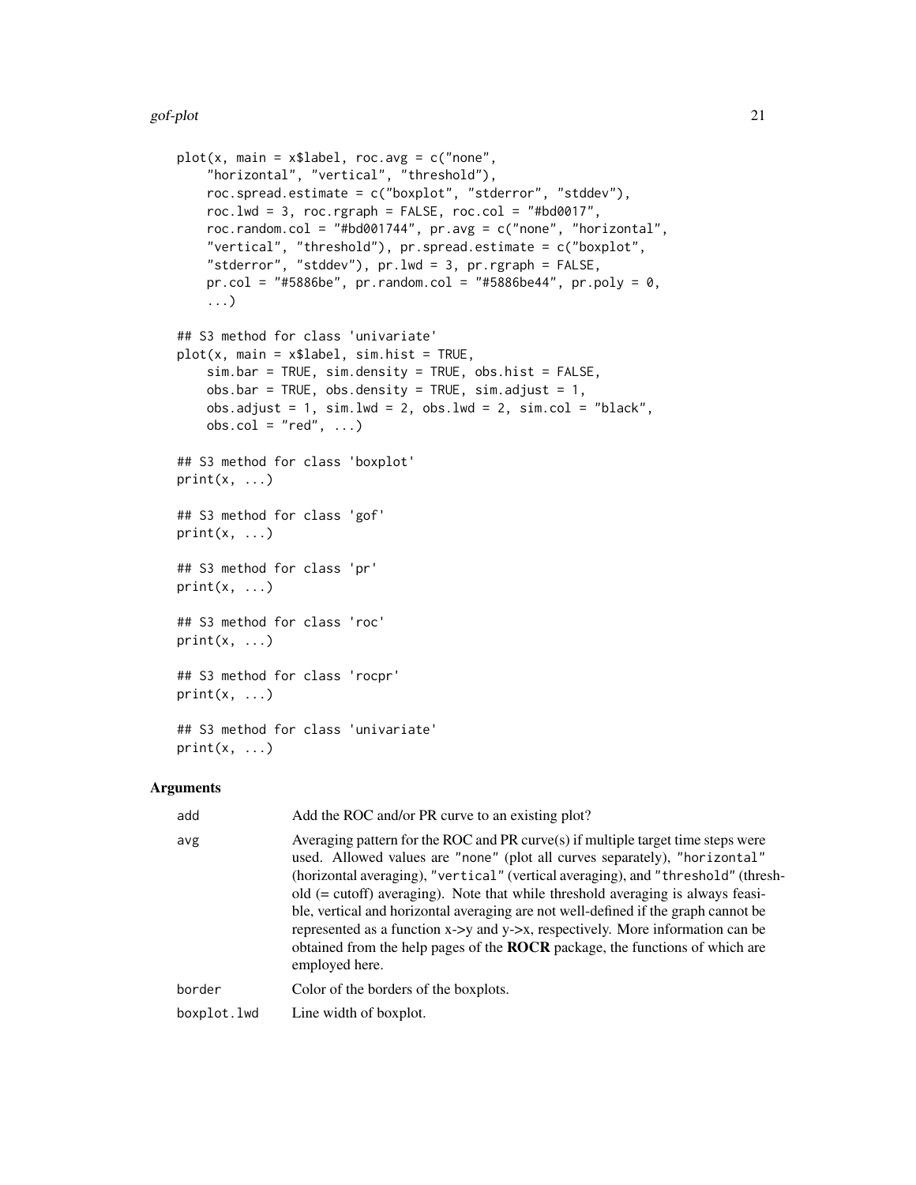```
plot(x, main = x$label, roc.avg = c("none",
    "horizontal", "vertical", "threshold"),
    roc.spread.estimate = c("boxplot", "stderror", "stddev"),
    roc.lwd = 3, roc.rgraph = FALSE, roc.col = "#bd0017",
    roc.random.col = "#bd001744", pr.avg = c("none", "horizontal",
    "vertical", "threshold"), pr.spread.estimate = c("boxplot",
    "stderror", "stddev"), pr.lwd = 3, pr.rgraph = FALSE,
    pr.col = "#5886be", pr.random.col = "#5886be44", pr.poly = 0,
    ...)

## S3 method for class 'univariate'
plot(x, main = x$label, sim.hist = TRUE,
    sim.bar = TRUE, sim.density = TRUE, obs.hist = FALSE,
    obs.bar = TRUE, obs.density = TRUE, sim.adjust = 1,
    obs.adjust = 1, sim.lwd = 2, obs.lwd = 2, sim.col = "black",
    obs.col = "red", ...)

## S3 method for class 'boxplot'
print(x, ...)

## S3 method for class 'gof'
print(x, ...)

## S3 method for class 'pr'
print(x, ...)

## S3 method for class 'roc'
print(x, ...)

## S3 method for class 'rocpr'
print(x, ...)

## S3 method for class 'univariate'
print(x, ...)
```

### Arguments

| | |
|---|---|
| `add` | Add the ROC and/or PR curve to an existing plot? |
| `avg` | Averaging pattern for the ROC and PR curve(s) if multiple target time steps were used. Allowed values are `"none"` (plot all curves separately), `"horizontal"` (horizontal averaging), `"vertical"` (vertical averaging), and `"threshold"` (threshold (= cutoff) averaging). Note that while threshold averaging is always feasible, vertical and horizontal averaging are not well-defined if the graph cannot be represented as a function x->y and y->x, respectively. More information can be obtained from the help pages of the **ROCR** package, the functions of which are employed here. |
| `border` | Color of the borders of the boxplots. |
| `boxplot.lwd` | Line width of boxplot. |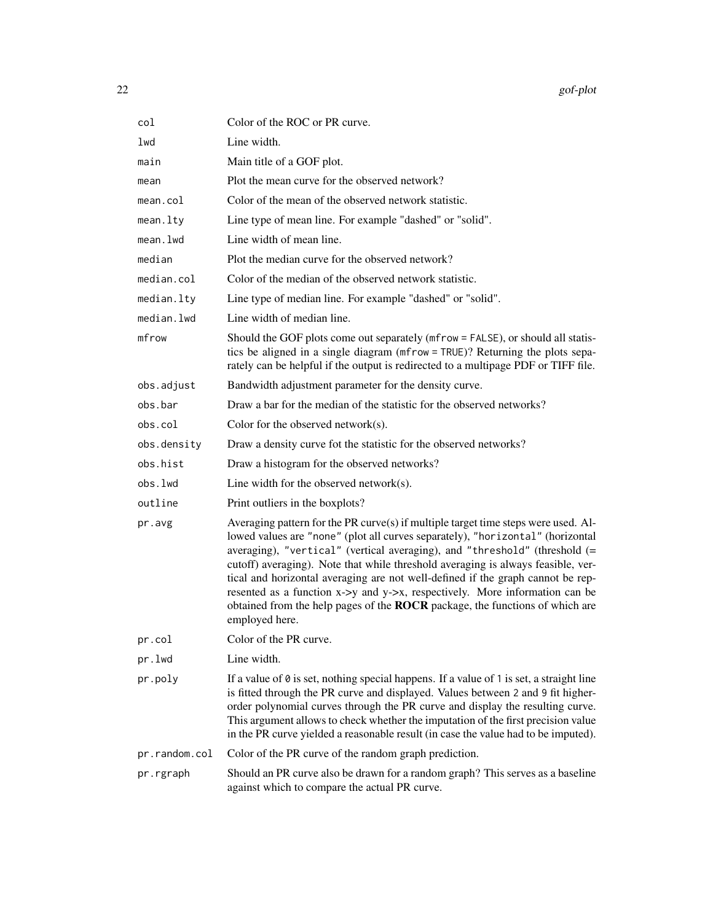| | |
|---|---|
| `col` | Color of the ROC or PR curve. |
| `lwd` | Line width. |
| `main` | Main title of a GOF plot. |
| `mean` | Plot the mean curve for the observed network? |
| `mean.col` | Color of the mean of the observed network statistic. |
| `mean.lty` | Line type of mean line. For example "dashed" or "solid". |
| `mean.lwd` | Line width of mean line. |
| `median` | Plot the median curve for the observed network? |
| `median.col` | Color of the median of the observed network statistic. |
| `median.lty` | Line type of median line. For example "dashed" or "solid". |
| `median.lwd` | Line width of median line. |
| `mfrow` | Should the GOF plots come out separately (`mfrow = FALSE`), or should all statistics be aligned in a single diagram (`mfrow = TRUE`)? Returning the plots separately can be helpful if the output is redirected to a multipage PDF or TIFF file. |
| `obs.adjust` | Bandwidth adjustment parameter for the density curve. |
| `obs.bar` | Draw a bar for the median of the statistic for the observed networks? |
| `obs.col` | Color for the observed network(s). |
| `obs.density` | Draw a density curve fot the statistic for the observed networks? |
| `obs.hist` | Draw a histogram for the observed networks? |
| `obs.lwd` | Line width for the observed network(s). |
| `outline` | Print outliers in the boxplots? |
| `pr.avg` | Averaging pattern for the PR curve(s) if multiple target time steps were used. Allowed values are `"none"` (plot all curves separately), `"horizontal"` (horizontal averaging), `"vertical"` (vertical averaging), and `"threshold"` (threshold (= cutoff) averaging). Note that while threshold averaging is always feasible, vertical and horizontal averaging are not well-defined if the graph cannot be represented as a function x->y and y->x, respectively. More information can be obtained from the help pages of the **ROCR** package, the functions of which are employed here. |
| `pr.col` | Color of the PR curve. |
| `pr.lwd` | Line width. |
| `pr.poly` | If a value of `0` is set, nothing special happens. If a value of `1` is set, a straight line is fitted through the PR curve and displayed. Values between `2` and `9` fit higher-order polynomial curves through the PR curve and display the resulting curve. This argument allows to check whether the imputation of the first precision value in the PR curve yielded a reasonable result (in case the value had to be imputed). |
| `pr.random.col` | Color of the PR curve of the random graph prediction. |
| `pr.rgraph` | Should an PR curve also be drawn for a random graph? This serves as a baseline against which to compare the actual PR curve. |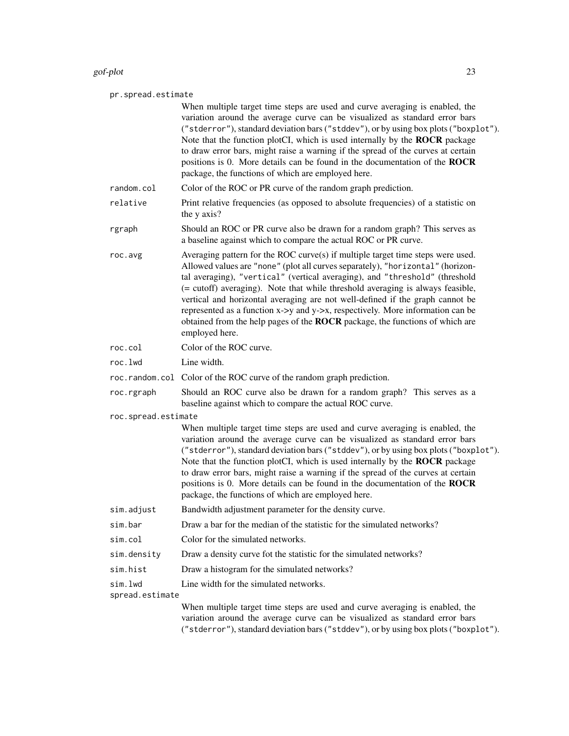`pr.spread.estimate`
: When multiple target time steps are used and curve averaging is enabled, the variation around the average curve can be visualized as standard error bars (`"stderror"`), standard deviation bars (`"stddev"`), or by using box plots (`"boxplot"`). Note that the function plotCI, which is used internally by the **ROCR** package to draw error bars, might raise a warning if the spread of the curves at certain positions is 0. More details can be found in the documentation of the **ROCR** package, the functions of which are employed here.

`random.col`
: Color of the ROC or PR curve of the random graph prediction.

`relative`
: Print relative frequencies (as opposed to absolute frequencies) of a statistic on the y axis?

`rgraph`
: Should an ROC or PR curve also be drawn for a random graph? This serves as a baseline against which to compare the actual ROC or PR curve.

`roc.avg`
: Averaging pattern for the ROC curve(s) if multiple target time steps were used. Allowed values are `"none"` (plot all curves separately), `"horizontal"` (horizontal averaging), `"vertical"` (vertical averaging), and `"threshold"` (threshold (= cutoff) averaging). Note that while threshold averaging is always feasible, vertical and horizontal averaging are not well-defined if the graph cannot be represented as a function x->y and y->x, respectively. More information can be obtained from the help pages of the **ROCR** package, the functions of which are employed here.

`roc.col`
: Color of the ROC curve.

`roc.lwd`
: Line width.

`roc.random.col`
: Color of the ROC curve of the random graph prediction.

`roc.rgraph`
: Should an ROC curve also be drawn for a random graph? This serves as a baseline against which to compare the actual ROC curve.

`roc.spread.estimate`
: When multiple target time steps are used and curve averaging is enabled, the variation around the average curve can be visualized as standard error bars (`"stderror"`), standard deviation bars (`"stddev"`), or by using box plots (`"boxplot"`). Note that the function plotCI, which is used internally by the **ROCR** package to draw error bars, might raise a warning if the spread of the curves at certain positions is 0. More details can be found in the documentation of the **ROCR** package, the functions of which are employed here.

`sim.adjust`
: Bandwidth adjustment parameter for the density curve.

`sim.bar`
: Draw a bar for the median of the statistic for the simulated networks?

`sim.col`
: Color for the simulated networks.

`sim.density`
: Draw a density curve fot the statistic for the simulated networks?

`sim.hist`
: Draw a histogram for the simulated networks?

`sim.lwd`
: Line width for the simulated networks.

`spread.estimate`
: When multiple target time steps are used and curve averaging is enabled, the variation around the average curve can be visualized as standard error bars (`"stderror"`), standard deviation bars (`"stddev"`), or by using box plots (`"boxplot"`).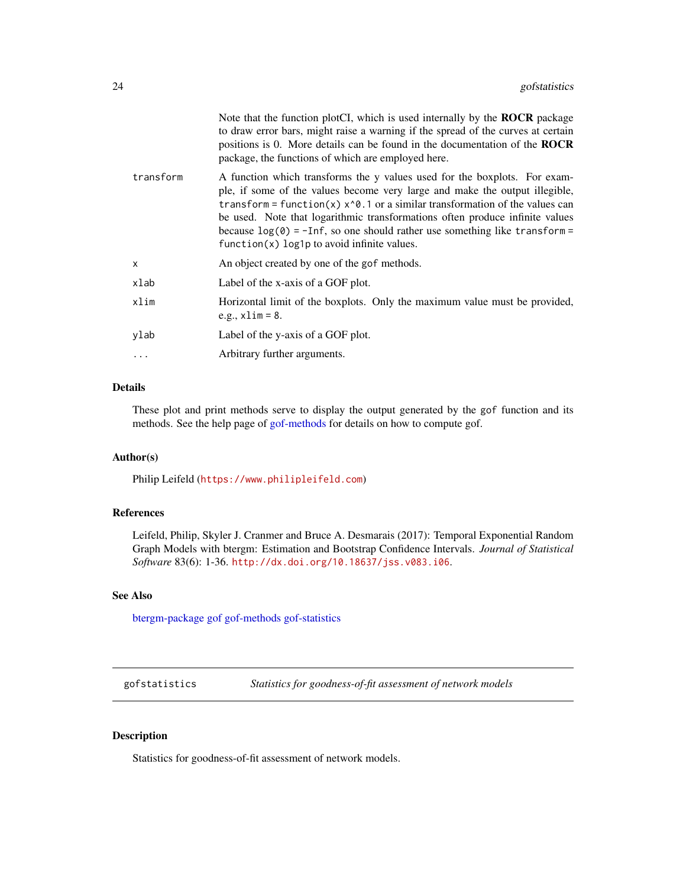Note that the function plotCI, which is used internally by the **ROCR** package to draw error bars, might raise a warning if the spread of the curves at certain positions is 0. More details can be found in the documentation of the **ROCR** package, the functions of which are employed here.

`transform` A function which transforms the y values used for the boxplots. For example, if some of the values become very large and make the output illegible, `transform = function(x) x^0.1` or a similar transformation of the values can be used. Note that logarithmic transformations often produce infinite values because `log(0) = -Inf`, so one should rather use something like `transform = function(x) log1p` to avoid infinite values.

`x` An object created by one of the `gof` methods.

`xlab` Label of the x-axis of a GOF plot.

`xlim` Horizontal limit of the boxplots. Only the maximum value must be provided, e.g., `xlim = 8`.

`ylab` Label of the y-axis of a GOF plot.

`...` Arbitrary further arguments.

## Details

These plot and print methods serve to display the output generated by the `gof` function and its methods. See the help page of gof-methods for details on how to compute gof.

## Author(s)

Philip Leifeld (https://www.philipleifeld.com)

## References

Leifeld, Philip, Skyler J. Cranmer and Bruce A. Desmarais (2017): Temporal Exponential Random Graph Models with btergm: Estimation and Bootstrap Confidence Intervals. *Journal of Statistical Software* 83(6): 1-36. http://dx.doi.org/10.18637/jss.v083.i06.

## See Also

btergm-package gof gof-methods gof-statistics

---

# gofstatistics — *Statistics for goodness-of-fit assessment of network models*

## Description

Statistics for goodness-of-fit assessment of network models.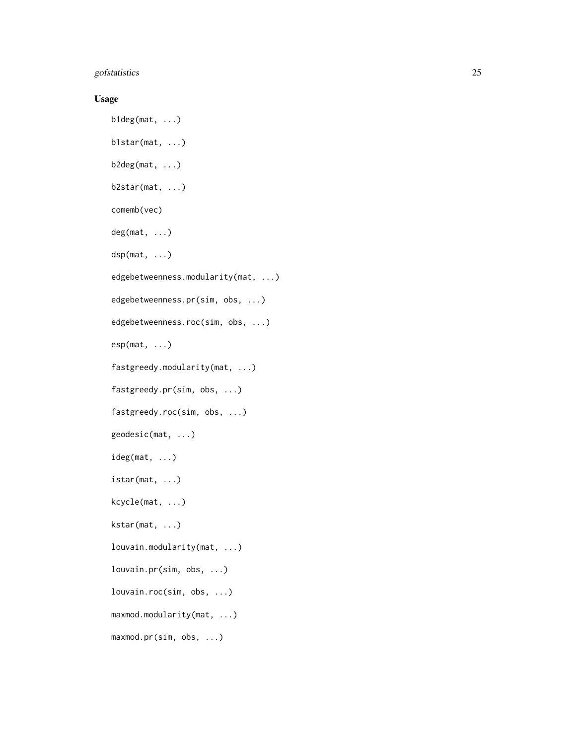## Usage

```
b1deg(mat, ...)

b1star(mat, ...)

b2deg(mat, ...)

b2star(mat, ...)

comemb(vec)

deg(mat, ...)

dsp(mat, ...)

edgebetweenness.modularity(mat, ...)

edgebetweenness.pr(sim, obs, ...)

edgebetweenness.roc(sim, obs, ...)

esp(mat, ...)

fastgreedy.modularity(mat, ...)

fastgreedy.pr(sim, obs, ...)

fastgreedy.roc(sim, obs, ...)

geodesic(mat, ...)

ideg(mat, ...)

istar(mat, ...)

kcycle(mat, ...)

kstar(mat, ...)

louvain.modularity(mat, ...)

louvain.pr(sim, obs, ...)

louvain.roc(sim, obs, ...)

maxmod.modularity(mat, ...)

maxmod.pr(sim, obs, ...)
```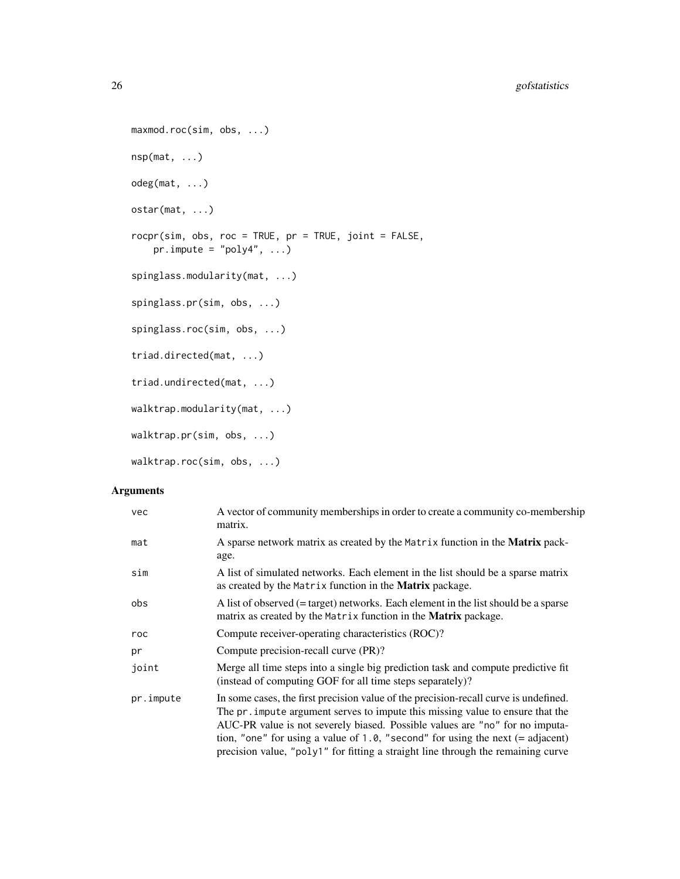```
maxmod.roc(sim, obs, ...)

nsp(mat, ...)

odeg(mat, ...)

ostar(mat, ...)

rocpr(sim, obs, roc = TRUE, pr = TRUE, joint = FALSE,
    pr.impute = "poly4", ...)

spinglass.modularity(mat, ...)

spinglass.pr(sim, obs, ...)

spinglass.roc(sim, obs, ...)

triad.directed(mat, ...)

triad.undirected(mat, ...)

walktrap.modularity(mat, ...)

walktrap.pr(sim, obs, ...)

walktrap.roc(sim, obs, ...)
```

## Arguments

| | |
|---|---|
| vec | A vector of community memberships in order to create a community co-membership matrix. |
| mat | A sparse network matrix as created by the `Matrix` function in the **Matrix** package. |
| sim | A list of simulated networks. Each element in the list should be a sparse matrix as created by the `Matrix` function in the **Matrix** package. |
| obs | A list of observed (= target) networks. Each element in the list should be a sparse matrix as created by the `Matrix` function in the **Matrix** package. |
| roc | Compute receiver-operating characteristics (ROC)? |
| pr | Compute precision-recall curve (PR)? |
| joint | Merge all time steps into a single big prediction task and compute predictive fit (instead of computing GOF for all time steps separately)? |
| pr.impute | In some cases, the first precision value of the precision-recall curve is undefined. The `pr.impute` argument serves to impute this missing value to ensure that the AUC-PR value is not severely biased. Possible values are `"no"` for no imputation, `"one"` for using a value of `1.0`, `"second"` for using the next (= adjacent) precision value, `"poly1"` for fitting a straight line through the remaining curve |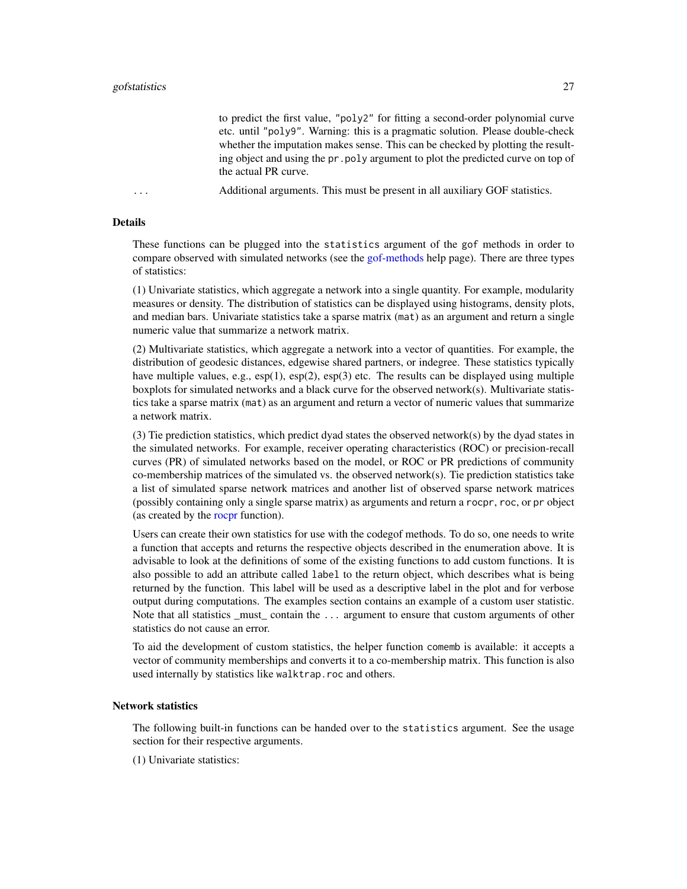to predict the first value, "poly2" for fitting a second-order polynomial curve etc. until "poly9". Warning: this is a pragmatic solution. Please double-check whether the imputation makes sense. This can be checked by plotting the resulting object and using the pr.poly argument to plot the predicted curve on top of the actual PR curve.

... Additional arguments. This must be present in all auxiliary GOF statistics.

## Details

These functions can be plugged into the statistics argument of the gof methods in order to compare observed with simulated networks (see the gof-methods help page). There are three types of statistics:

(1) Univariate statistics, which aggregate a network into a single quantity. For example, modularity measures or density. The distribution of statistics can be displayed using histograms, density plots, and median bars. Univariate statistics take a sparse matrix (mat) as an argument and return a single numeric value that summarize a network matrix.

(2) Multivariate statistics, which aggregate a network into a vector of quantities. For example, the distribution of geodesic distances, edgewise shared partners, or indegree. These statistics typically have multiple values, e.g., esp(1), esp(2), esp(3) etc. The results can be displayed using multiple boxplots for simulated networks and a black curve for the observed network(s). Multivariate statistics take a sparse matrix (mat) as an argument and return a vector of numeric values that summarize a network matrix.

(3) Tie prediction statistics, which predict dyad states the observed network(s) by the dyad states in the simulated networks. For example, receiver operating characteristics (ROC) or precision-recall curves (PR) of simulated networks based on the model, or ROC or PR predictions of community co-membership matrices of the simulated vs. the observed network(s). Tie prediction statistics take a list of simulated sparse network matrices and another list of observed sparse network matrices (possibly containing only a single sparse matrix) as arguments and return a rocpr, roc, or pr object (as created by the rocpr function).

Users can create their own statistics for use with the codegof methods. To do so, one needs to write a function that accepts and returns the respective objects described in the enumeration above. It is advisable to look at the definitions of some of the existing functions to add custom functions. It is also possible to add an attribute called label to the return object, which describes what is being returned by the function. This label will be used as a descriptive label in the plot and for verbose output during computations. The examples section contains an example of a custom user statistic. Note that all statistics _must_ contain the ... argument to ensure that custom arguments of other statistics do not cause an error.

To aid the development of custom statistics, the helper function comemb is available: it accepts a vector of community memberships and converts it to a co-membership matrix. This function is also used internally by statistics like walktrap.roc and others.

## Network statistics

The following built-in functions can be handed over to the statistics argument. See the usage section for their respective arguments.

(1) Univariate statistics: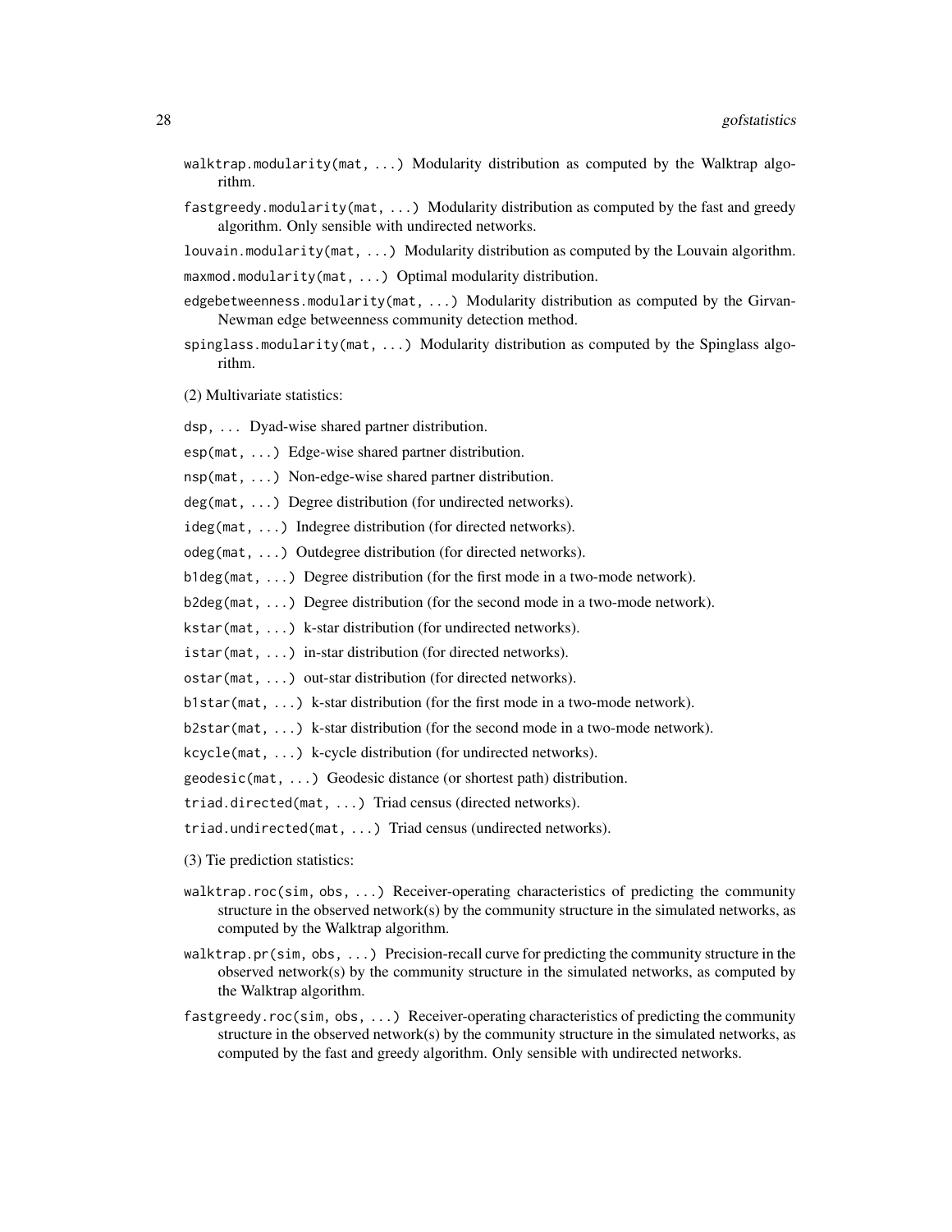`walktrap.modularity(mat, ...)` Modularity distribution as computed by the Walktrap algorithm.

`fastgreedy.modularity(mat, ...)` Modularity distribution as computed by the fast and greedy algorithm. Only sensible with undirected networks.

`louvain.modularity(mat, ...)` Modularity distribution as computed by the Louvain algorithm.

`maxmod.modularity(mat, ...)` Optimal modularity distribution.

`edgebetweenness.modularity(mat, ...)` Modularity distribution as computed by the Girvan-Newman edge betweenness community detection method.

`spinglass.modularity(mat, ...)` Modularity distribution as computed by the Spinglass algorithm.

(2) Multivariate statistics:

`dsp, ...` Dyad-wise shared partner distribution.

`esp(mat, ...)` Edge-wise shared partner distribution.

`nsp(mat, ...)` Non-edge-wise shared partner distribution.

`deg(mat, ...)` Degree distribution (for undirected networks).

`ideg(mat, ...)` Indegree distribution (for directed networks).

`odeg(mat, ...)` Outdegree distribution (for directed networks).

`b1deg(mat, ...)` Degree distribution (for the first mode in a two-mode network).

`b2deg(mat, ...)` Degree distribution (for the second mode in a two-mode network).

`kstar(mat, ...)` k-star distribution (for undirected networks).

`istar(mat, ...)` in-star distribution (for directed networks).

`ostar(mat, ...)` out-star distribution (for directed networks).

`b1star(mat, ...)` k-star distribution (for the first mode in a two-mode network).

`b2star(mat, ...)` k-star distribution (for the second mode in a two-mode network).

`kcycle(mat, ...)` k-cycle distribution (for undirected networks).

`geodesic(mat, ...)` Geodesic distance (or shortest path) distribution.

`triad.directed(mat, ...)` Triad census (directed networks).

`triad.undirected(mat, ...)` Triad census (undirected networks).

(3) Tie prediction statistics:

`walktrap.roc(sim, obs, ...)` Receiver-operating characteristics of predicting the community structure in the observed network(s) by the community structure in the simulated networks, as computed by the Walktrap algorithm.

`walktrap.pr(sim, obs, ...)` Precision-recall curve for predicting the community structure in the observed network(s) by the community structure in the simulated networks, as computed by the Walktrap algorithm.

`fastgreedy.roc(sim, obs, ...)` Receiver-operating characteristics of predicting the community structure in the observed network(s) by the community structure in the simulated networks, as computed by the fast and greedy algorithm. Only sensible with undirected networks.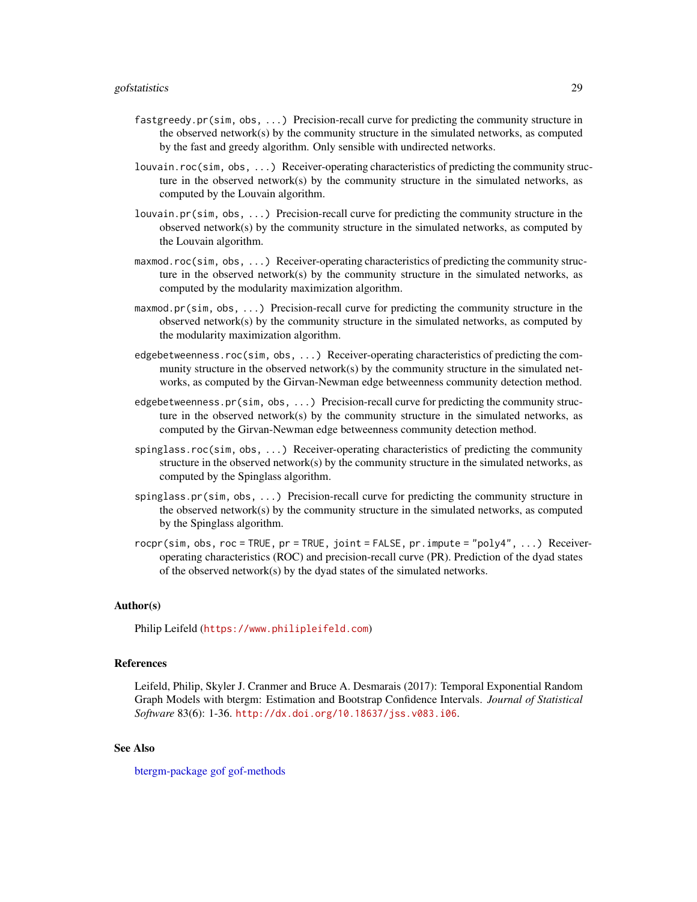`fastgreedy.pr(sim, obs, ...)` Precision-recall curve for predicting the community structure in the observed network(s) by the community structure in the simulated networks, as computed by the fast and greedy algorithm. Only sensible with undirected networks.

`louvain.roc(sim, obs, ...)` Receiver-operating characteristics of predicting the community structure in the observed network(s) by the community structure in the simulated networks, as computed by the Louvain algorithm.

`louvain.pr(sim, obs, ...)` Precision-recall curve for predicting the community structure in the observed network(s) by the community structure in the simulated networks, as computed by the Louvain algorithm.

`maxmod.roc(sim, obs, ...)` Receiver-operating characteristics of predicting the community structure in the observed network(s) by the community structure in the simulated networks, as computed by the modularity maximization algorithm.

`maxmod.pr(sim, obs, ...)` Precision-recall curve for predicting the community structure in the observed network(s) by the community structure in the simulated networks, as computed by the modularity maximization algorithm.

`edgebetweenness.roc(sim, obs, ...)` Receiver-operating characteristics of predicting the community structure in the observed network(s) by the community structure in the simulated networks, as computed by the Girvan-Newman edge betweenness community detection method.

`edgebetweenness.pr(sim, obs, ...)` Precision-recall curve for predicting the community structure in the observed network(s) by the community structure in the simulated networks, as computed by the Girvan-Newman edge betweenness community detection method.

`spinglass.roc(sim, obs, ...)` Receiver-operating characteristics of predicting the community structure in the observed network(s) by the community structure in the simulated networks, as computed by the Spinglass algorithm.

`spinglass.pr(sim, obs, ...)` Precision-recall curve for predicting the community structure in the observed network(s) by the community structure in the simulated networks, as computed by the Spinglass algorithm.

`rocpr(sim, obs, roc = TRUE, pr = TRUE, joint = FALSE, pr.impute = "poly4", ...)` Receiver-operating characteristics (ROC) and precision-recall curve (PR). Prediction of the dyad states of the observed network(s) by the dyad states of the simulated networks.

### Author(s)

Philip Leifeld (https://www.philipleifeld.com)

### References

Leifeld, Philip, Skyler J. Cranmer and Bruce A. Desmarais (2017): Temporal Exponential Random Graph Models with btergm: Estimation and Bootstrap Confidence Intervals. *Journal of Statistical Software* 83(6): 1-36. http://dx.doi.org/10.18637/jss.v083.i06.

### See Also

btergm-package gof gof-methods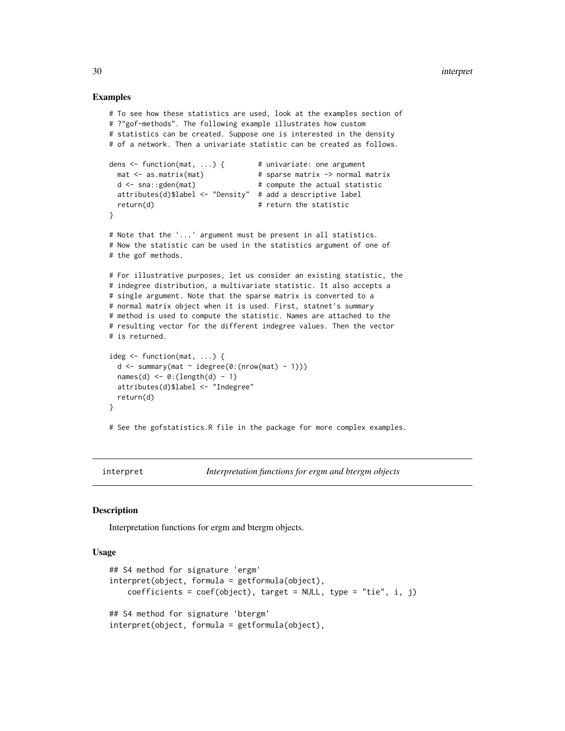## Examples

```
# To see how these statistics are used, look at the examples section of
# ?"gof-methods". The following example illustrates how custom
# statistics can be created. Suppose one is interested in the density
# of a network. Then a univariate statistic can be created as follows.

dens <- function(mat, ...) {        # univariate: one argument
  mat <- as.matrix(mat)             # sparse matrix -> normal matrix
  d <- sna::gden(mat)               # compute the actual statistic
  attributes(d)$label <- "Density"  # add a descriptive label
  return(d)                         # return the statistic
}

# Note that the '...' argument must be present in all statistics.
# Now the statistic can be used in the statistics argument of one of
# the gof methods.

# For illustrative purposes, let us consider an existing statistic, the
# indegree distribution, a multivariate statistic. It also accepts a
# single argument. Note that the sparse matrix is converted to a
# normal matrix object when it is used. First, statnet's summary
# method is used to compute the statistic. Names are attached to the
# resulting vector for the different indegree values. Then the vector
# is returned.

ideg <- function(mat, ...) {
  d <- summary(mat ~ idegree(0:(nrow(mat) - 1)))
  names(d) <- 0:(length(d) - 1)
  attributes(d)$label <- "Indegree"
  return(d)
}

# See the gofstatistics.R file in the package for more complex examples.
```

---

`interpret` *Interpretation functions for ergm and btergm objects*

---

## Description

Interpretation functions for ergm and btergm objects.

## Usage

```
## S4 method for signature 'ergm'
interpret(object, formula = getformula(object),
    coefficients = coef(object), target = NULL, type = "tie", i, j)

## S4 method for signature 'btergm'
interpret(object, formula = getformula(object),
```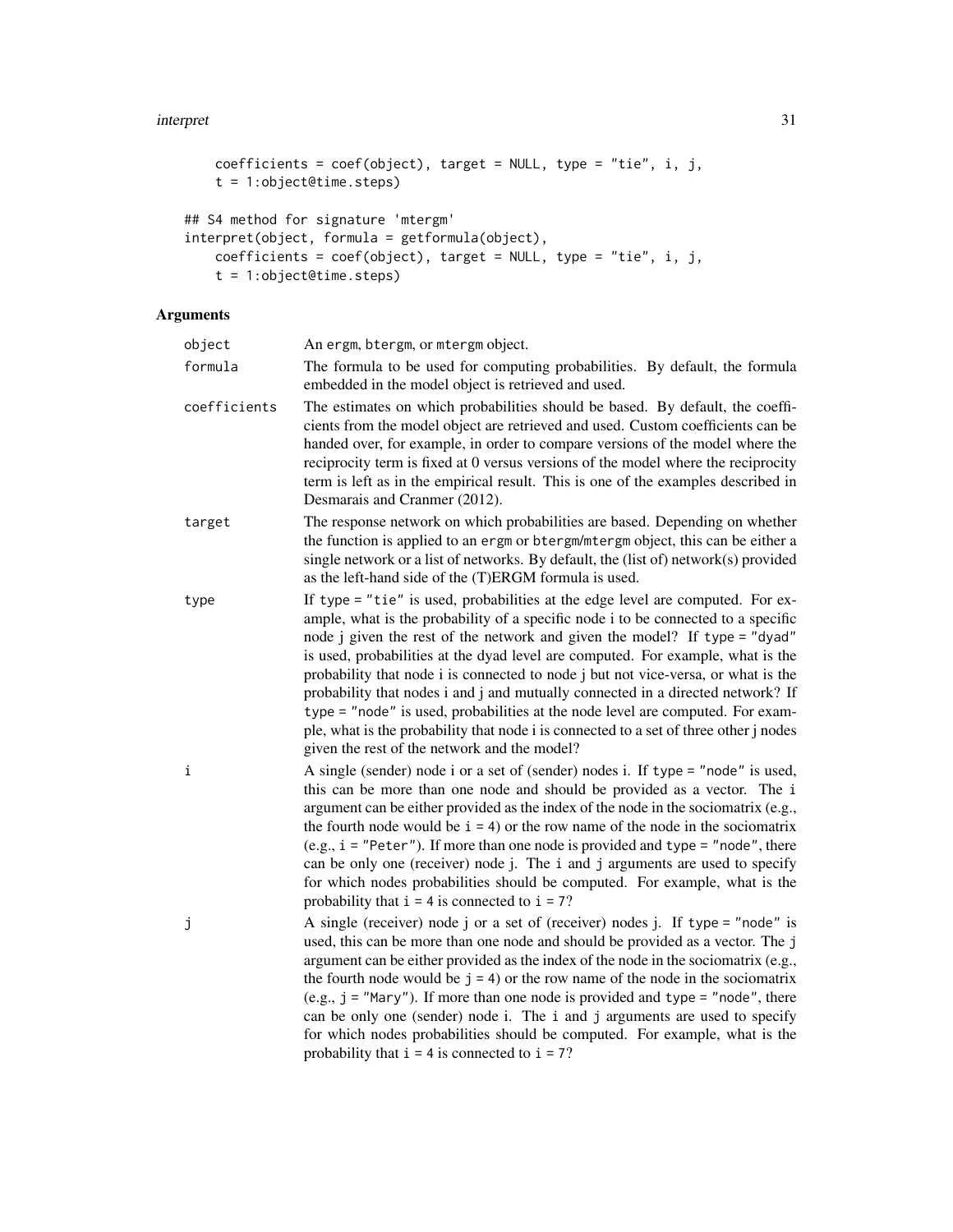```
    coefficients = coef(object), target = NULL, type = "tie", i, j,
    t = 1:object@time.steps)

## S4 method for signature 'mtergm'
interpret(object, formula = getformula(object),
    coefficients = coef(object), target = NULL, type = "tie", i, j,
    t = 1:object@time.steps)
```

### Arguments

| | |
|---|---|
| `object` | An `ergm`, `btergm`, or `mtergm` object. |
| `formula` | The formula to be used for computing probabilities. By default, the formula embedded in the model object is retrieved and used. |
| `coefficients` | The estimates on which probabilities should be based. By default, the coefficients from the model object are retrieved and used. Custom coefficients can be handed over, for example, in order to compare versions of the model where the reciprocity term is fixed at 0 versus versions of the model where the reciprocity term is left as in the empirical result. This is one of the examples described in Desmarais and Cranmer (2012). |
| `target` | The response network on which probabilities are based. Depending on whether the function is applied to an `ergm` or `btergm`/`mtergm` object, this can be either a single network or a list of networks. By default, the (list of) network(s) provided as the left-hand side of the (T)ERGM formula is used. |
| `type` | If `type = "tie"` is used, probabilities at the edge level are computed. For example, what is the probability of a specific node i to be connected to a specific node j given the rest of the network and given the model? If `type = "dyad"` is used, probabilities at the dyad level are computed. For example, what is the probability that node i is connected to node j but not vice-versa, or what is the probability that nodes i and j and mutually connected in a directed network? If `type = "node"` is used, probabilities at the node level are computed. For example, what is the probability that node i is connected to a set of three other j nodes given the rest of the network and the model? |
| `i` | A single (sender) node i or a set of (sender) nodes i. If `type = "node"` is used, this can be more than one node and should be provided as a vector. The `i` argument can be either provided as the index of the node in the sociomatrix (e.g., the fourth node would be `i = 4`) or the row name of the node in the sociomatrix (e.g., `i = "Peter"`). If more than one node is provided and `type = "node"`, there can be only one (receiver) node `j`. The `i` and `j` arguments are used to specify for which nodes probabilities should be computed. For example, what is the probability that `i = 4` is connected to `i = 7`? |
| `j` | A single (receiver) node j or a set of (receiver) nodes j. If `type = "node"` is used, this can be more than one node and should be provided as a vector. The `j` argument can be either provided as the index of the node in the sociomatrix (e.g., the fourth node would be `j = 4`) or the row name of the node in the sociomatrix (e.g., `j = "Mary"`). If more than one node is provided and `type = "node"`, there can be only one (sender) node `i`. The `i` and `j` arguments are used to specify for which nodes probabilities should be computed. For example, what is the probability that `i = 4` is connected to `i = 7`? |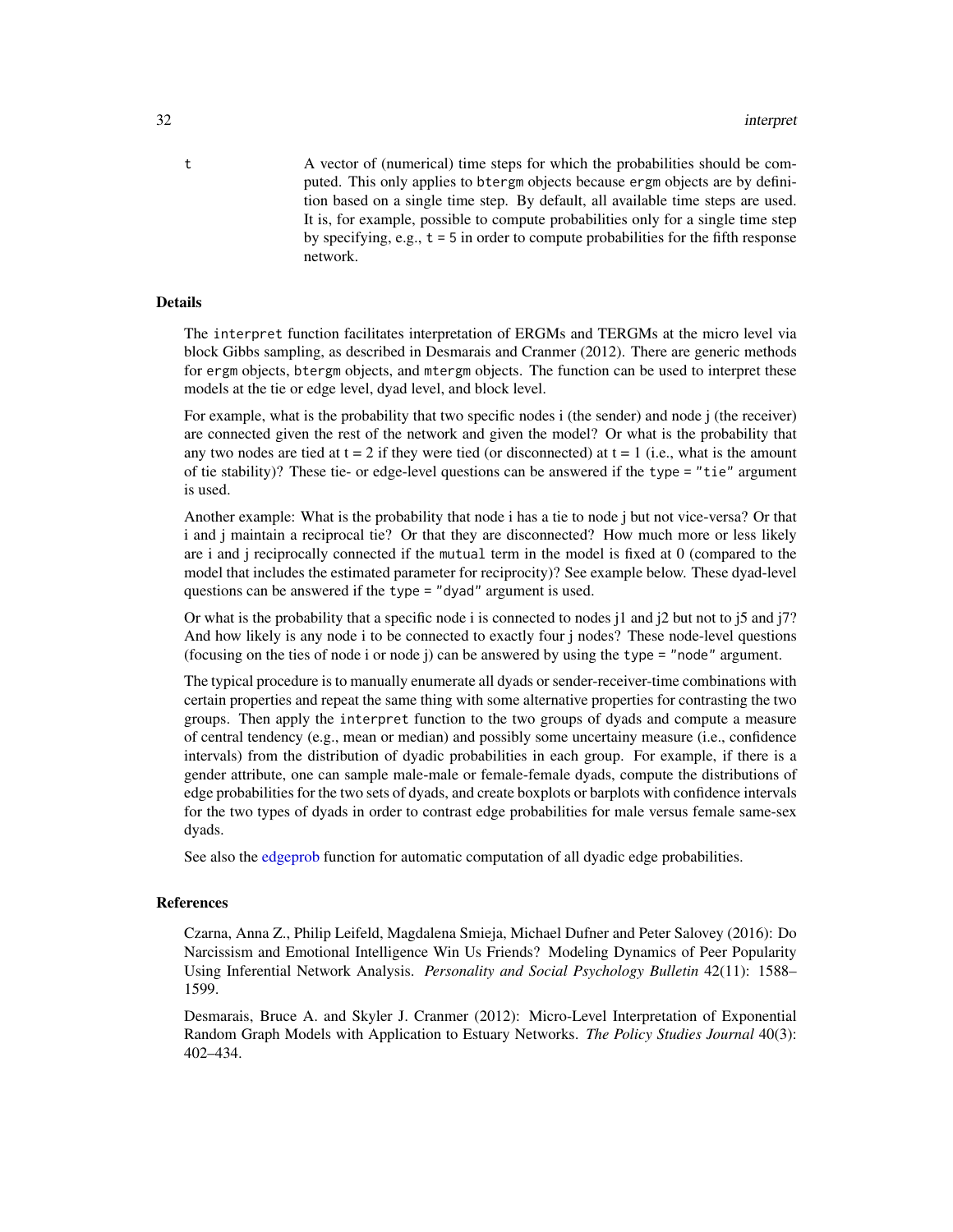t A vector of (numerical) time steps for which the probabilities should be computed. This only applies to btergm objects because ergm objects are by definition based on a single time step. By default, all available time steps are used. It is, for example, possible to compute probabilities only for a single time step by specifying, e.g., `t = 5` in order to compute probabilities for the fifth response network.

### Details

The `interpret` function facilitates interpretation of ERGMs and TERGMs at the micro level via block Gibbs sampling, as described in Desmarais and Cranmer (2012). There are generic methods for `ergm` objects, `btergm` objects, and `mtergm` objects. The function can be used to interpret these models at the tie or edge level, dyad level, and block level.

For example, what is the probability that two specific nodes i (the sender) and node j (the receiver) are connected given the rest of the network and given the model? Or what is the probability that any two nodes are tied at t = 2 if they were tied (or disconnected) at t = 1 (i.e., what is the amount of tie stability)? These tie- or edge-level questions can be answered if the `type = "tie"` argument is used.

Another example: What is the probability that node i has a tie to node j but not vice-versa? Or that i and j maintain a reciprocal tie? Or that they are disconnected? How much more or less likely are i and j reciprocally connected if the `mutual` term in the model is fixed at 0 (compared to the model that includes the estimated parameter for reciprocity)? See example below. These dyad-level questions can be answered if the `type = "dyad"` argument is used.

Or what is the probability that a specific node i is connected to nodes j1 and j2 but not to j5 and j7? And how likely is any node i to be connected to exactly four j nodes? These node-level questions (focusing on the ties of node i or node j) can be answered by using the `type = "node"` argument.

The typical procedure is to manually enumerate all dyads or sender-receiver-time combinations with certain properties and repeat the same thing with some alternative properties for contrasting the two groups. Then apply the `interpret` function to the two groups of dyads and compute a measure of central tendency (e.g., mean or median) and possibly some uncertainy measure (i.e., confidence intervals) from the distribution of dyadic probabilities in each group. For example, if there is a gender attribute, one can sample male-male or female-female dyads, compute the distributions of edge probabilities for the two sets of dyads, and create boxplots or barplots with confidence intervals for the two types of dyads in order to contrast edge probabilities for male versus female same-sex dyads.

See also the edgeprob function for automatic computation of all dyadic edge probabilities.

### References

Czarna, Anna Z., Philip Leifeld, Magdalena Smieja, Michael Dufner and Peter Salovey (2016): Do Narcissism and Emotional Intelligence Win Us Friends? Modeling Dynamics of Peer Popularity Using Inferential Network Analysis. *Personality and Social Psychology Bulletin* 42(11): 1588–1599.

Desmarais, Bruce A. and Skyler J. Cranmer (2012): Micro-Level Interpretation of Exponential Random Graph Models with Application to Estuary Networks. *The Policy Studies Journal* 40(3): 402–434.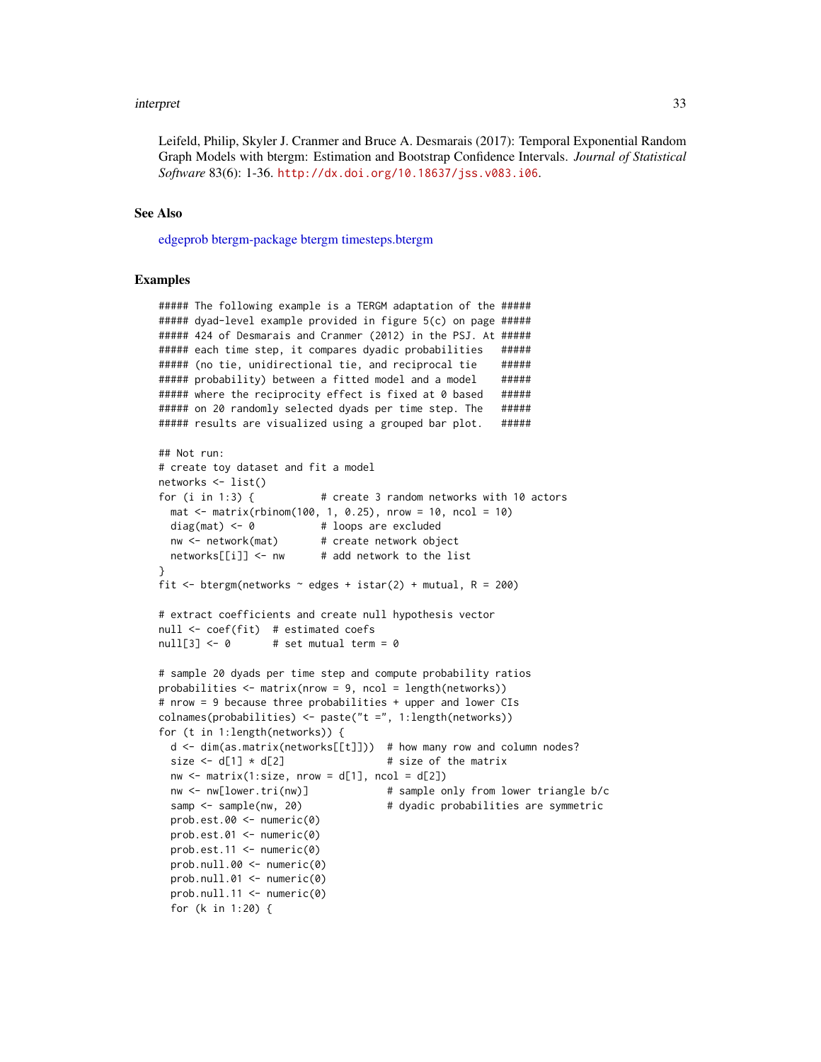Leifeld, Philip, Skyler J. Cranmer and Bruce A. Desmarais (2017): Temporal Exponential Random Graph Models with btergm: Estimation and Bootstrap Confidence Intervals. *Journal of Statistical Software* 83(6): 1-36. http://dx.doi.org/10.18637/jss.v083.i06.

## See Also

edgeprob btergm-package btergm timesteps.btergm

## Examples

```
##### The following example is a TERGM adaptation of the #####
##### dyad-level example provided in figure 5(c) on page #####
##### 424 of Desmarais and Cranmer (2012) in the PSJ. At #####
##### each time step, it compares dyadic probabilities   #####
##### (no tie, unidirectional tie, and reciprocal tie    #####
##### probability) between a fitted model and a model    #####
##### where the reciprocity effect is fixed at 0 based   #####
##### on 20 randomly selected dyads per time step. The   #####
##### results are visualized using a grouped bar plot.   #####

## Not run:
# create toy dataset and fit a model
networks <- list()
for (i in 1:3) {           # create 3 random networks with 10 actors
  mat <- matrix(rbinom(100, 1, 0.25), nrow = 10, ncol = 10)
  diag(mat) <- 0           # loops are excluded
  nw <- network(mat)       # create network object
  networks[[i]] <- nw      # add network to the list
}
fit <- btergm(networks ~ edges + istar(2) + mutual, R = 200)

# extract coefficients and create null hypothesis vector
null <- coef(fit)  # estimated coefs
null[3] <- 0       # set mutual term = 0

# sample 20 dyads per time step and compute probability ratios
probabilities <- matrix(nrow = 9, ncol = length(networks))
# nrow = 9 because three probabilities + upper and lower CIs
colnames(probabilities) <- paste("t =", 1:length(networks))
for (t in 1:length(networks)) {
  d <- dim(as.matrix(networks[[t]]))  # how many row and column nodes?
  size <- d[1] * d[2]                 # size of the matrix
  nw <- matrix(1:size, nrow = d[1], ncol = d[2])
  nw <- nw[lower.tri(nw)]             # sample only from lower triangle b/c
  samp <- sample(nw, 20)              # dyadic probabilities are symmetric
  prob.est.00 <- numeric(0)
  prob.est.01 <- numeric(0)
  prob.est.11 <- numeric(0)
  prob.null.00 <- numeric(0)
  prob.null.01 <- numeric(0)
  prob.null.11 <- numeric(0)
  for (k in 1:20) {
```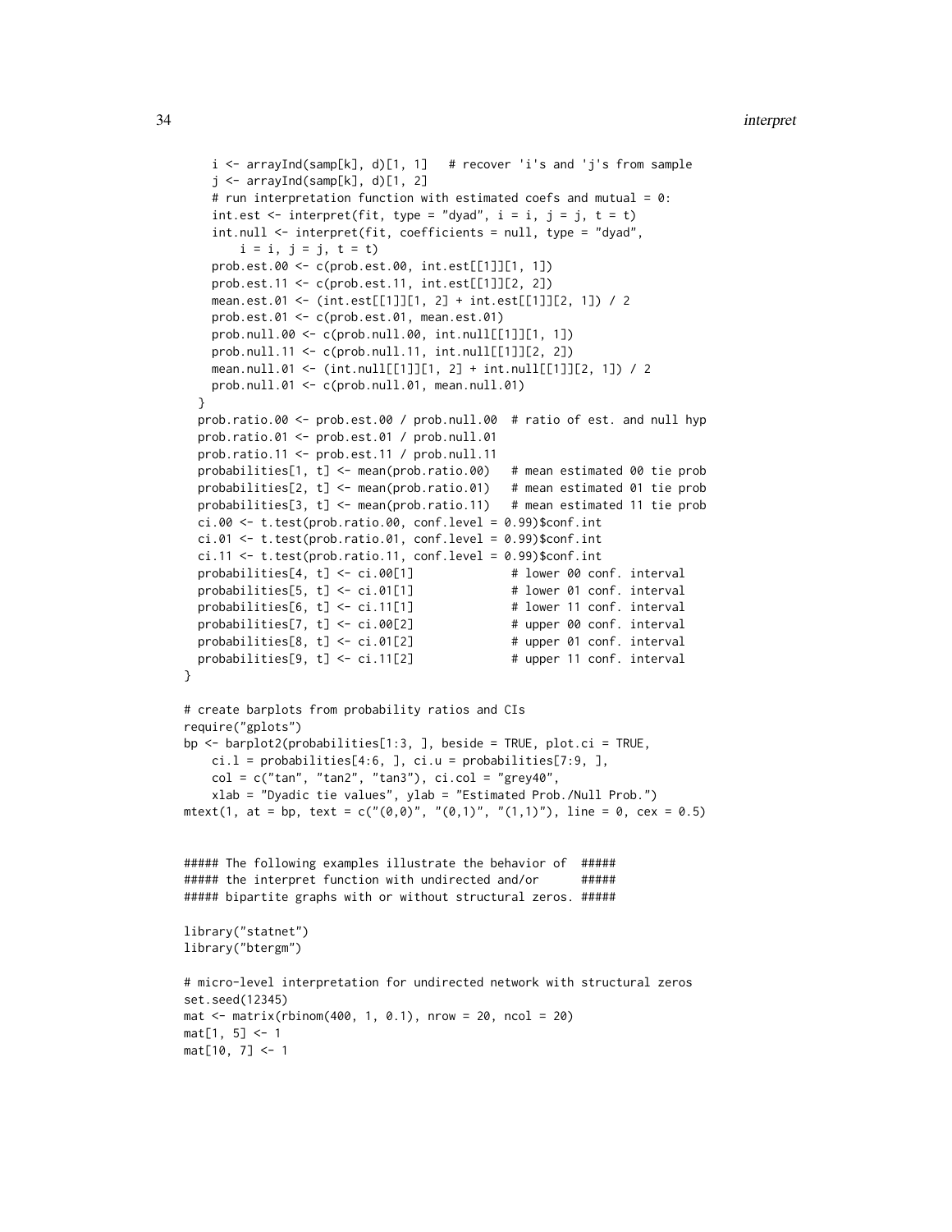```
    i <- arrayInd(samp[k], d)[1, 1]   # recover 'i's and 'j's from sample
    j <- arrayInd(samp[k], d)[1, 2]
    # run interpretation function with estimated coefs and mutual = 0:
    int.est <- interpret(fit, type = "dyad", i = i, j = j, t = t)
    int.null <- interpret(fit, coefficients = null, type = "dyad",
        i = i, j = j, t = t)
    prob.est.00 <- c(prob.est.00, int.est[[1]][1, 1])
    prob.est.11 <- c(prob.est.11, int.est[[1]][2, 2])
    mean.est.01 <- (int.est[[1]][1, 2] + int.est[[1]][2, 1]) / 2
    prob.est.01 <- c(prob.est.01, mean.est.01)
    prob.null.00 <- c(prob.null.00, int.null[[1]][1, 1])
    prob.null.11 <- c(prob.null.11, int.null[[1]][2, 2])
    mean.null.01 <- (int.null[[1]][1, 2] + int.null[[1]][2, 1]) / 2
    prob.null.01 <- c(prob.null.01, mean.null.01)
  }
  prob.ratio.00 <- prob.est.00 / prob.null.00  # ratio of est. and null hyp
  prob.ratio.01 <- prob.est.01 / prob.null.01
  prob.ratio.11 <- prob.est.11 / prob.null.11
  probabilities[1, t] <- mean(prob.ratio.00)   # mean estimated 00 tie prob
  probabilities[2, t] <- mean(prob.ratio.01)   # mean estimated 01 tie prob
  probabilities[3, t] <- mean(prob.ratio.11)   # mean estimated 11 tie prob
  ci.00 <- t.test(prob.ratio.00, conf.level = 0.99)$conf.int
  ci.01 <- t.test(prob.ratio.01, conf.level = 0.99)$conf.int
  ci.11 <- t.test(prob.ratio.11, conf.level = 0.99)$conf.int
  probabilities[4, t] <- ci.00[1]             # lower 00 conf. interval
  probabilities[5, t] <- ci.01[1]             # lower 01 conf. interval
  probabilities[6, t] <- ci.11[1]             # lower 11 conf. interval
  probabilities[7, t] <- ci.00[2]             # upper 00 conf. interval
  probabilities[8, t] <- ci.01[2]             # upper 01 conf. interval
  probabilities[9, t] <- ci.11[2]             # upper 11 conf. interval
}

# create barplots from probability ratios and CIs
require("gplots")
bp <- barplot2(probabilities[1:3, ], beside = TRUE, plot.ci = TRUE,
    ci.l = probabilities[4:6, ], ci.u = probabilities[7:9, ],
    col = c("tan", "tan2", "tan3"), ci.col = "grey40",
    xlab = "Dyadic tie values", ylab = "Estimated Prob./Null Prob.")
mtext(1, at = bp, text = c("(0,0)", "(0,1)", "(1,1)"), line = 0, cex = 0.5)


##### The following examples illustrate the behavior of  #####
##### the interpret function with undirected and/or      #####
##### bipartite graphs with or without structural zeros. #####

library("statnet")
library("btergm")

# micro-level interpretation for undirected network with structural zeros
set.seed(12345)
mat <- matrix(rbinom(400, 1, 0.1), nrow = 20, ncol = 20)
mat[1, 5] <- 1
mat[10, 7] <- 1
```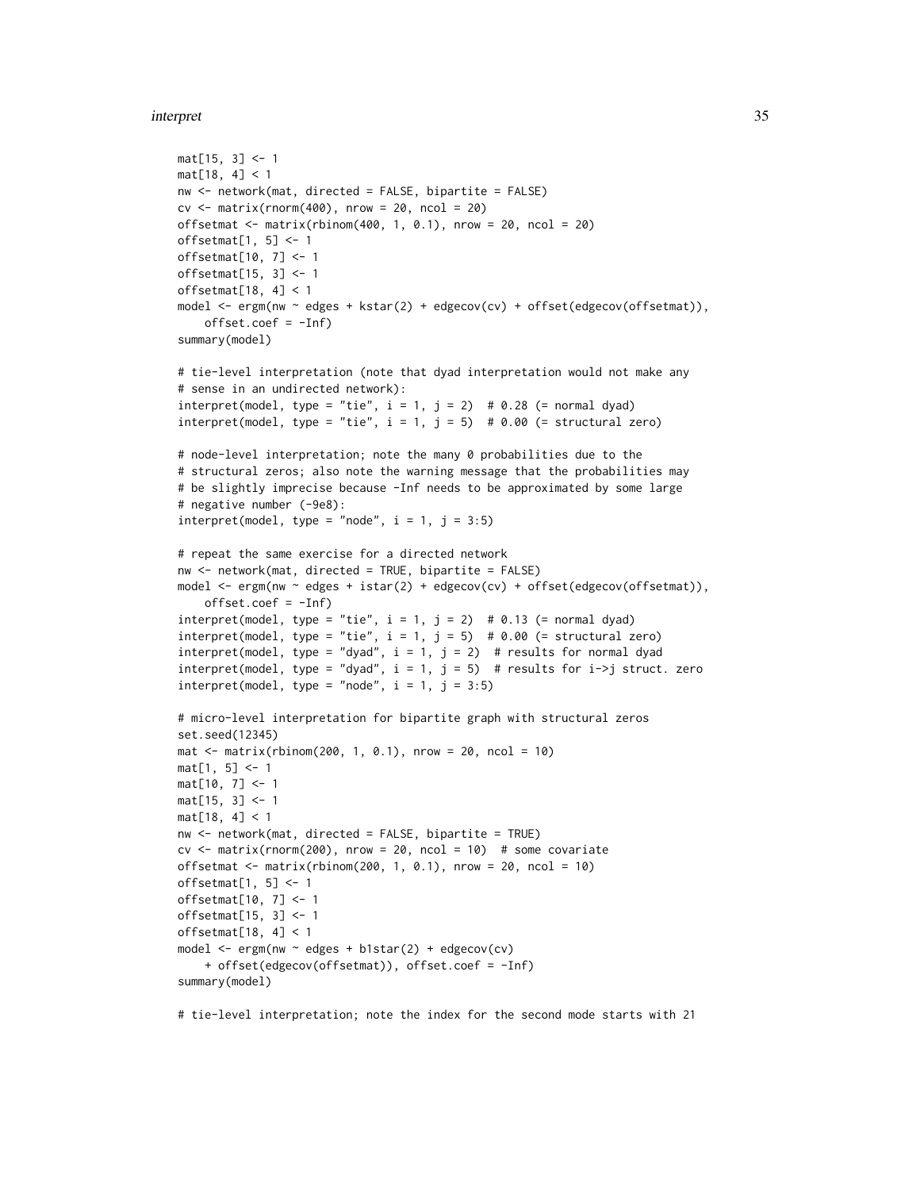```
mat[15, 3] <- 1
mat[18, 4] < 1
nw <- network(mat, directed = FALSE, bipartite = FALSE)
cv <- matrix(rnorm(400), nrow = 20, ncol = 20)
offsetmat <- matrix(rbinom(400, 1, 0.1), nrow = 20, ncol = 20)
offsetmat[1, 5] <- 1
offsetmat[10, 7] <- 1
offsetmat[15, 3] <- 1
offsetmat[18, 4] < 1
model <- ergm(nw ~ edges + kstar(2) + edgecov(cv) + offset(edgecov(offsetmat)),
    offset.coef = -Inf)
summary(model)

# tie-level interpretation (note that dyad interpretation would not make any
# sense in an undirected network):
interpret(model, type = "tie", i = 1, j = 2)  # 0.28 (= normal dyad)
interpret(model, type = "tie", i = 1, j = 5)  # 0.00 (= structural zero)

# node-level interpretation; note the many 0 probabilities due to the
# structural zeros; also note the warning message that the probabilities may
# be slightly imprecise because -Inf needs to be approximated by some large
# negative number (-9e8):
interpret(model, type = "node", i = 1, j = 3:5)

# repeat the same exercise for a directed network
nw <- network(mat, directed = TRUE, bipartite = FALSE)
model <- ergm(nw ~ edges + istar(2) + edgecov(cv) + offset(edgecov(offsetmat)),
    offset.coef = -Inf)
interpret(model, type = "tie", i = 1, j = 2)  # 0.13 (= normal dyad)
interpret(model, type = "tie", i = 1, j = 5)  # 0.00 (= structural zero)
interpret(model, type = "dyad", i = 1, j = 2)  # results for normal dyad
interpret(model, type = "dyad", i = 1, j = 5)  # results for i->j struct. zero
interpret(model, type = "node", i = 1, j = 3:5)

# micro-level interpretation for bipartite graph with structural zeros
set.seed(12345)
mat <- matrix(rbinom(200, 1, 0.1), nrow = 20, ncol = 10)
mat[1, 5] <- 1
mat[10, 7] <- 1
mat[15, 3] <- 1
mat[18, 4] < 1
nw <- network(mat, directed = FALSE, bipartite = TRUE)
cv <- matrix(rnorm(200), nrow = 20, ncol = 10)  # some covariate
offsetmat <- matrix(rbinom(200, 1, 0.1), nrow = 20, ncol = 10)
offsetmat[1, 5] <- 1
offsetmat[10, 7] <- 1
offsetmat[15, 3] <- 1
offsetmat[18, 4] < 1
model <- ergm(nw ~ edges + b1star(2) + edgecov(cv)
    + offset(edgecov(offsetmat)), offset.coef = -Inf)
summary(model)

# tie-level interpretation; note the index for the second mode starts with 21
```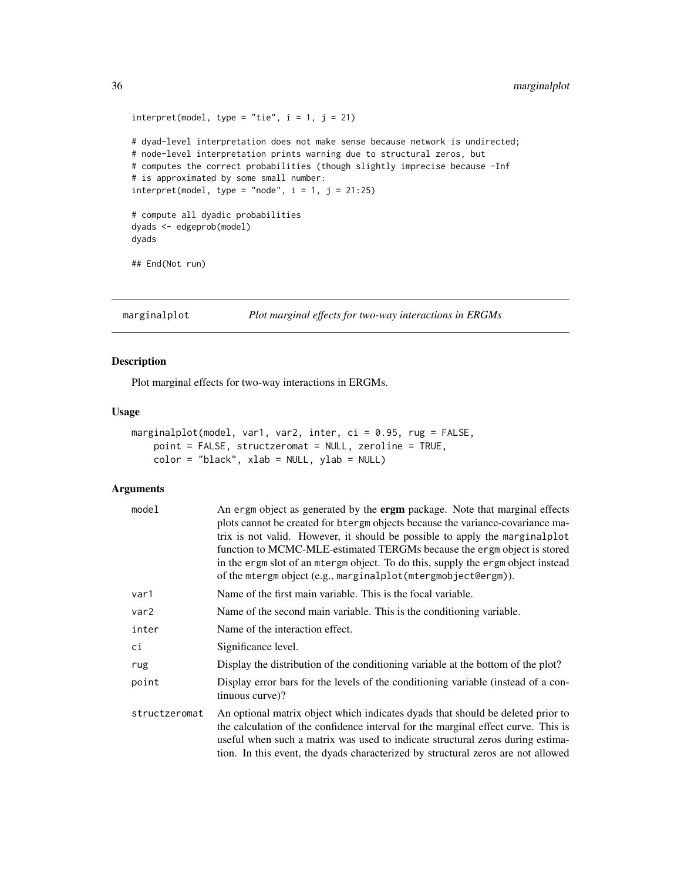```
interpret(model, type = "tie", i = 1, j = 21)

# dyad-level interpretation does not make sense because network is undirected;
# node-level interpretation prints warning due to structural zeros, but
# computes the correct probabilities (though slightly imprecise because -Inf
# is approximated by some small number:
interpret(model, type = "node", i = 1, j = 21:25)

# compute all dyadic probabilities
dyads <- edgeprob(model)
dyads

## End(Not run)
```

## marginalplot — *Plot marginal effects for two-way interactions in ERGMs*

### Description

Plot marginal effects for two-way interactions in ERGMs.

### Usage

```
marginalplot(model, var1, var2, inter, ci = 0.95, rug = FALSE,
    point = FALSE, structzeromat = NULL, zeroline = TRUE,
    color = "black", xlab = NULL, ylab = NULL)
```

### Arguments

| | |
|---|---|
| model | An ergm object as generated by the **ergm** package. Note that marginal effects plots cannot be created for btergm objects because the variance-covariance matrix is not valid. However, it should be possible to apply the marginalplot function to MCMC-MLE-estimated TERGMs because the ergm object is stored in the ergm slot of an mtergm object. To do this, supply the ergm object instead of the mtergm object (e.g., marginalplot(mtergmobject@ergm)). |
| var1 | Name of the first main variable. This is the focal variable. |
| var2 | Name of the second main variable. This is the conditioning variable. |
| inter | Name of the interaction effect. |
| ci | Significance level. |
| rug | Display the distribution of the conditioning variable at the bottom of the plot? |
| point | Display error bars for the levels of the conditioning variable (instead of a continuous curve)? |
| structzeromat | An optional matrix object which indicates dyads that should be deleted prior to the calculation of the confidence interval for the marginal effect curve. This is useful when such a matrix was used to indicate structural zeros during estimation. In this event, the dyads characterized by structural zeros are not allowed |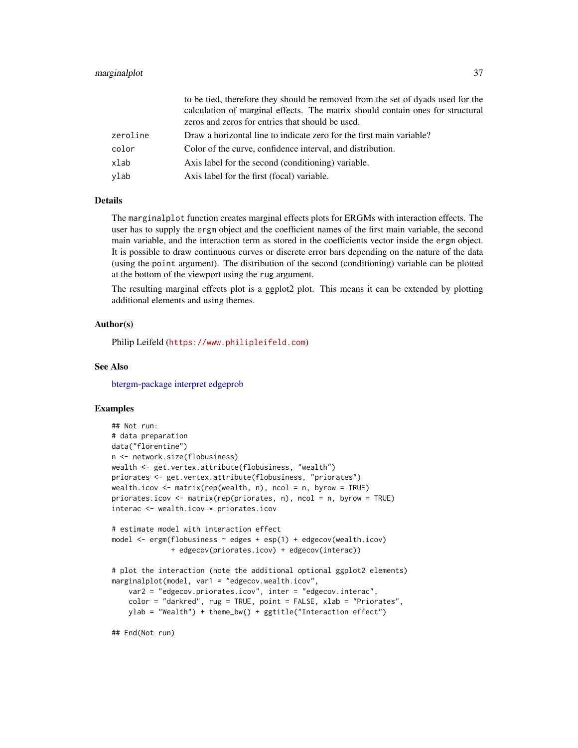| | |
|---|---|
| | to be tied, therefore they should be removed from the set of dyads used for the calculation of marginal effects. The matrix should contain ones for structural zeros and zeros for entries that should be used. |
| zeroline | Draw a horizontal line to indicate zero for the first main variable? |
| color | Color of the curve, confidence interval, and distribution. |
| xlab | Axis label for the second (conditioning) variable. |
| ylab | Axis label for the first (focal) variable. |

## Details

The marginalplot function creates marginal effects plots for ERGMs with interaction effects. The user has to supply the ergm object and the coefficient names of the first main variable, the second main variable, and the interaction term as stored in the coefficients vector inside the ergm object. It is possible to draw continuous curves or discrete error bars depending on the nature of the data (using the point argument). The distribution of the second (conditioning) variable can be plotted at the bottom of the viewport using the rug argument.

The resulting marginal effects plot is a ggplot2 plot. This means it can be extended by plotting additional elements and using themes.

## Author(s)

Philip Leifeld (https://www.philipleifeld.com)

## See Also

btergm-package interpret edgeprob

## Examples

```
## Not run:
# data preparation
data("florentine")
n <- network.size(flobusiness)
wealth <- get.vertex.attribute(flobusiness, "wealth")
priorates <- get.vertex.attribute(flobusiness, "priorates")
wealth.icov <- matrix(rep(wealth, n), ncol = n, byrow = TRUE)
priorates.icov <- matrix(rep(priorates, n), ncol = n, byrow = TRUE)
interac <- wealth.icov * priorates.icov

# estimate model with interaction effect
model <- ergm(flobusiness ~ edges + esp(1) + edgecov(wealth.icov)
              + edgecov(priorates.icov) + edgecov(interac))

# plot the interaction (note the additional optional ggplot2 elements)
marginalplot(model, var1 = "edgecov.wealth.icov",
    var2 = "edgecov.priorates.icov", inter = "edgecov.interac",
    color = "darkred", rug = TRUE, point = FALSE, xlab = "Priorates",
    ylab = "Wealth") + theme_bw() + ggtitle("Interaction effect")

## End(Not run)
```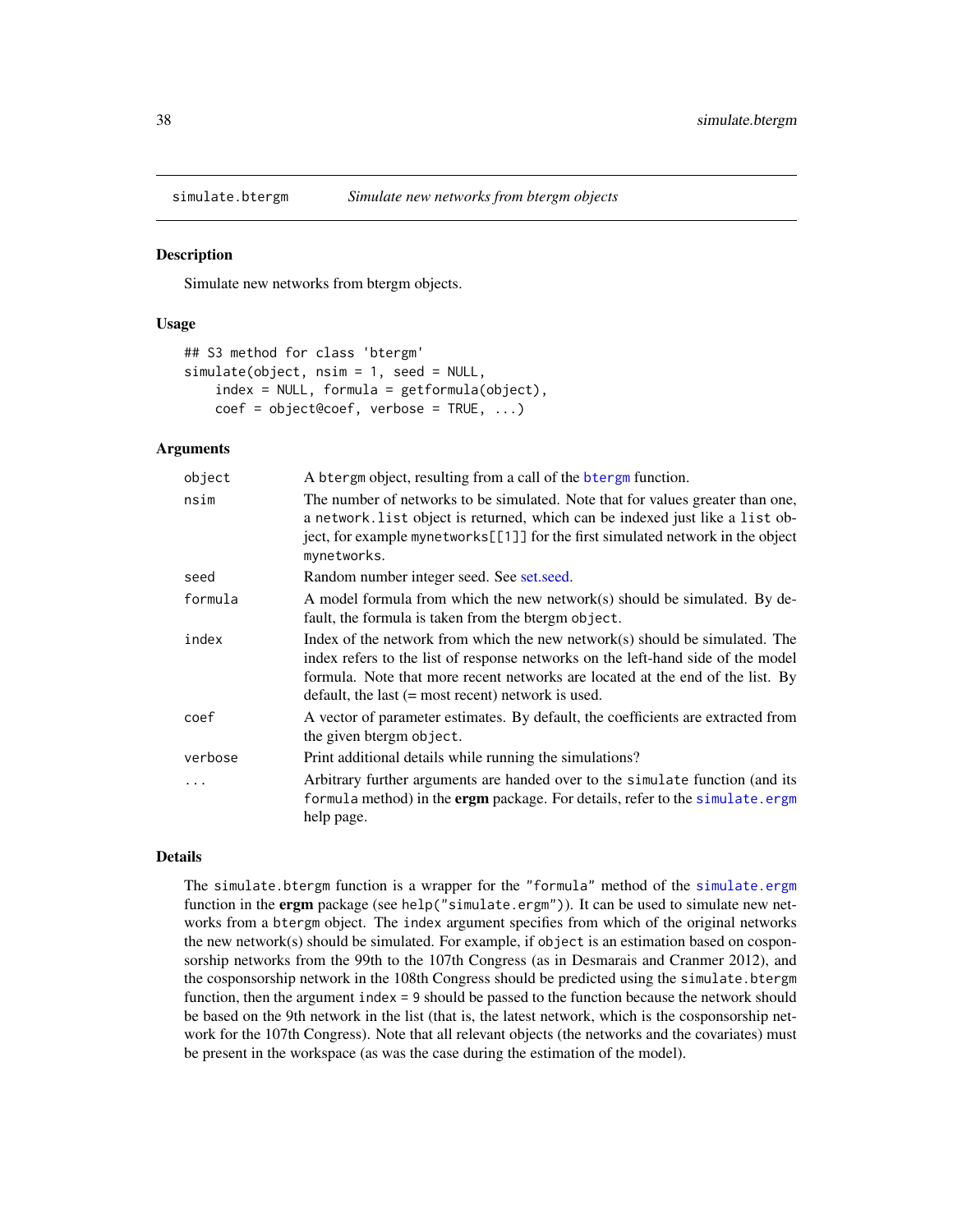# simulate.btergm — *Simulate new networks from btergm objects*

## Description

Simulate new networks from btergm objects.

## Usage

```
## S3 method for class 'btergm'
simulate(object, nsim = 1, seed = NULL,
    index = NULL, formula = getformula(object),
    coef = object@coef, verbose = TRUE, ...)
```

## Arguments

| Argument | Description |
|---|---|
| `object` | A `btergm` object, resulting from a call of the `btergm` function. |
| `nsim` | The number of networks to be simulated. Note that for values greater than one, a `network.list` object is returned, which can be indexed just like a `list` object, for example `mynetworks[[1]]` for the first simulated network in the object `mynetworks`. |
| `seed` | Random number integer seed. See set.seed. |
| `formula` | A model formula from which the new network(s) should be simulated. By default, the formula is taken from the btergm `object`. |
| `index` | Index of the network from which the new network(s) should be simulated. The index refers to the list of response networks on the left-hand side of the model formula. Note that more recent networks are located at the end of the list. By default, the last (= most recent) network is used. |
| `coef` | A vector of parameter estimates. By default, the coefficients are extracted from the given btergm `object`. |
| `verbose` | Print additional details while running the simulations? |
| `...` | Arbitrary further arguments are handed over to the `simulate` function (and its `formula` method) in the **ergm** package. For details, refer to the `simulate.ergm` help page. |

## Details

The `simulate.btergm` function is a wrapper for the `"formula"` method of the `simulate.ergm` function in the **ergm** package (see `help("simulate.ergm")`). It can be used to simulate new networks from a `btergm` object. The `index` argument specifies from which of the original networks the new network(s) should be simulated. For example, if `object` is an estimation based on cosponsorship networks from the 99th to the 107th Congress (as in Desmarais and Cranmer 2012), and the cosponsorship network in the 108th Congress should be predicted using the `simulate.btergm` function, then the argument `index = 9` should be passed to the function because the network should be based on the 9th network in the list (that is, the latest network, which is the cosponsorship network for the 107th Congress). Note that all relevant objects (the networks and the covariates) must be present in the workspace (as was the case during the estimation of the model).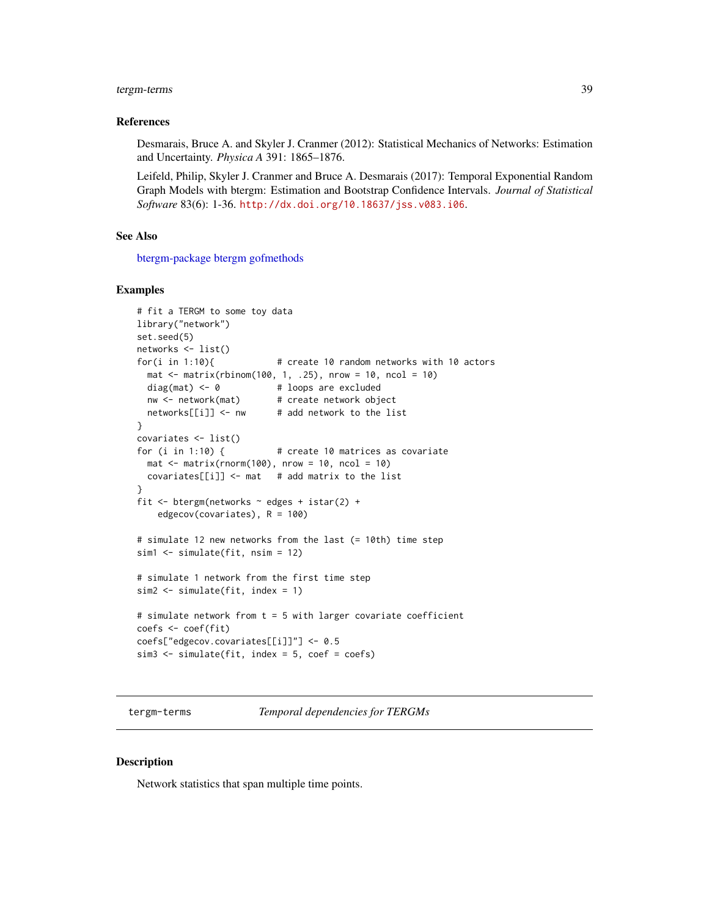### References

Desmarais, Bruce A. and Skyler J. Cranmer (2012): Statistical Mechanics of Networks: Estimation and Uncertainty. *Physica A* 391: 1865–1876.

Leifeld, Philip, Skyler J. Cranmer and Bruce A. Desmarais (2017): Temporal Exponential Random Graph Models with btergm: Estimation and Bootstrap Confidence Intervals. *Journal of Statistical Software* 83(6): 1-36. http://dx.doi.org/10.18637/jss.v083.i06.

### See Also

btergm-package btergm gofmethods

### Examples

```
# fit a TERGM to some toy data
library("network")
set.seed(5)
networks <- list()
for(i in 1:10){            # create 10 random networks with 10 actors
  mat <- matrix(rbinom(100, 1, .25), nrow = 10, ncol = 10)
  diag(mat) <- 0           # loops are excluded
  nw <- network(mat)       # create network object
  networks[[i]] <- nw      # add network to the list
}
covariates <- list()
for (i in 1:10) {          # create 10 matrices as covariate
  mat <- matrix(rnorm(100), nrow = 10, ncol = 10)
  covariates[[i]] <- mat   # add matrix to the list
}
fit <- btergm(networks ~ edges + istar(2) +
    edgecov(covariates), R = 100)

# simulate 12 new networks from the last (= 10th) time step
sim1 <- simulate(fit, nsim = 12)

# simulate 1 network from the first time step
sim2 <- simulate(fit, index = 1)

# simulate network from t = 5 with larger covariate coefficient
coefs <- coef(fit)
coefs["edgecov.covariates[[i]]"] <- 0.5
sim3 <- simulate(fit, index = 5, coef = coefs)
```

---

## tergm-terms — *Temporal dependencies for TERGMs*

### Description

Network statistics that span multiple time points.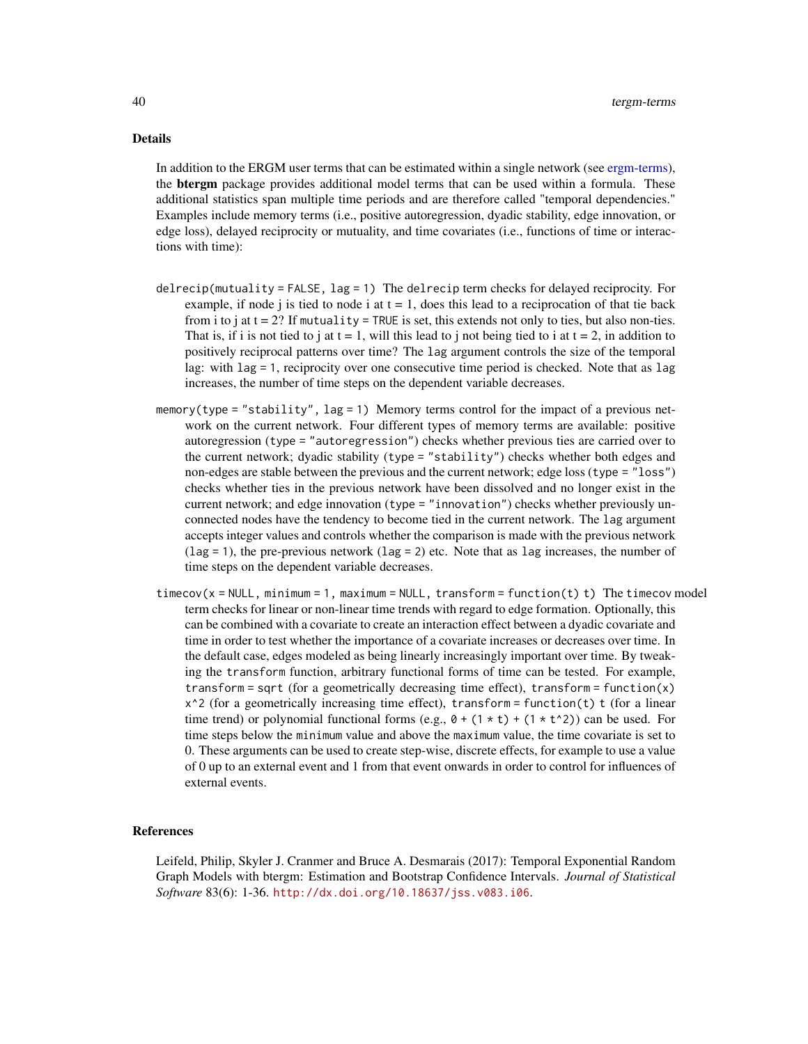### Details

In addition to the ERGM user terms that can be estimated within a single network (see ergm-terms), the **btergm** package provides additional model terms that can be used within a formula. These additional statistics span multiple time periods and are therefore called "temporal dependencies." Examples include memory terms (i.e., positive autoregression, dyadic stability, edge innovation, or edge loss), delayed reciprocity or mutuality, and time covariates (i.e., functions of time or interactions with time):

`delrecip(mutuality = FALSE, lag = 1)` The `delrecip` term checks for delayed reciprocity. For example, if node j is tied to node i at t = 1, does this lead to a reciprocation of that tie back from i to j at t = 2? If `mutuality = TRUE` is set, this extends not only to ties, but also non-ties. That is, if i is not tied to j at t = 1, will this lead to j not being tied to i at t = 2, in addition to positively reciprocal patterns over time? The `lag` argument controls the size of the temporal lag: with `lag = 1`, reciprocity over one consecutive time period is checked. Note that as `lag` increases, the number of time steps on the dependent variable decreases.

`memory(type = "stability", lag = 1)` Memory terms control for the impact of a previous network on the current network. Four different types of memory terms are available: positive autoregression (`type = "autoregression"`) checks whether previous ties are carried over to the current network; dyadic stability (`type = "stability"`) checks whether both edges and non-edges are stable between the previous and the current network; edge loss (`type = "loss"`) checks whether ties in the previous network have been dissolved and no longer exist in the current network; and edge innovation (`type = "innovation"`) checks whether previously unconnected nodes have the tendency to become tied in the current network. The `lag` argument accepts integer values and controls whether the comparison is made with the previous network (`lag = 1`), the pre-previous network (`lag = 2`) etc. Note that as `lag` increases, the number of time steps on the dependent variable decreases.

`timecov(x = NULL, minimum = 1, maximum = NULL, transform = function(t) t)` The `timecov` model term checks for linear or non-linear time trends with regard to edge formation. Optionally, this can be combined with a covariate to create an interaction effect between a dyadic covariate and time in order to test whether the importance of a covariate increases or decreases over time. In the default case, edges modeled as being linearly increasingly important over time. By tweaking the `transform` function, arbitrary functional forms of time can be tested. For example, `transform = sqrt` (for a geometrically decreasing time effect), `transform = function(x) x^2` (for a geometrically increasing time effect), `transform = function(t) t` (for a linear time trend) or polynomial functional forms (e.g., `0 + (1 * t) + (1 * t^2)`) can be used. For time steps below the `minimum` value and above the `maximum` value, the time covariate is set to 0. These arguments can be used to create step-wise, discrete effects, for example to use a value of 0 up to an external event and 1 from that event onwards in order to control for influences of external events.

### References

Leifeld, Philip, Skyler J. Cranmer and Bruce A. Desmarais (2017): Temporal Exponential Random Graph Models with btergm: Estimation and Bootstrap Confidence Intervals. *Journal of Statistical Software* 83(6): 1-36. http://dx.doi.org/10.18637/jss.v083.i06.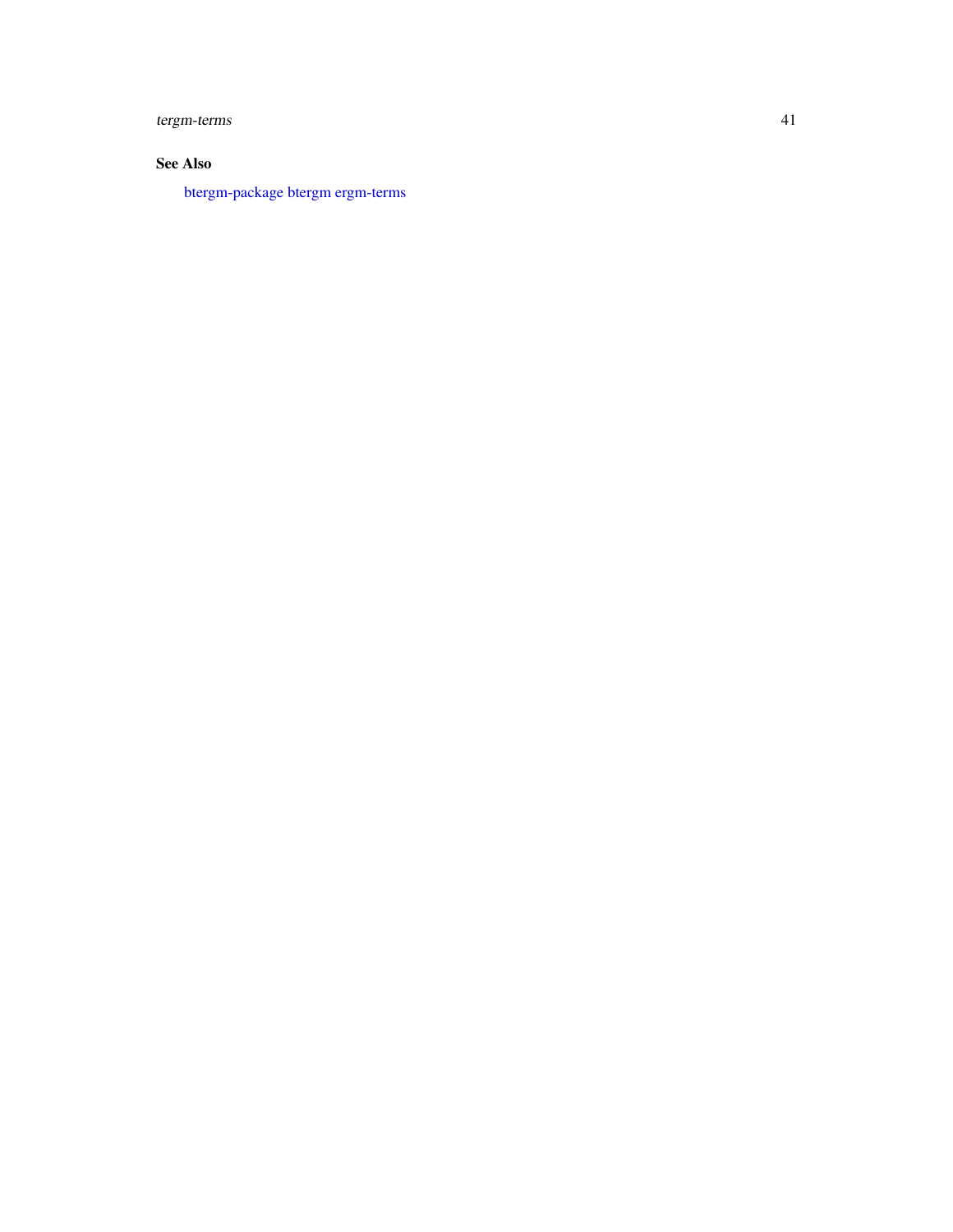## See Also

btergm-package btergm ergm-terms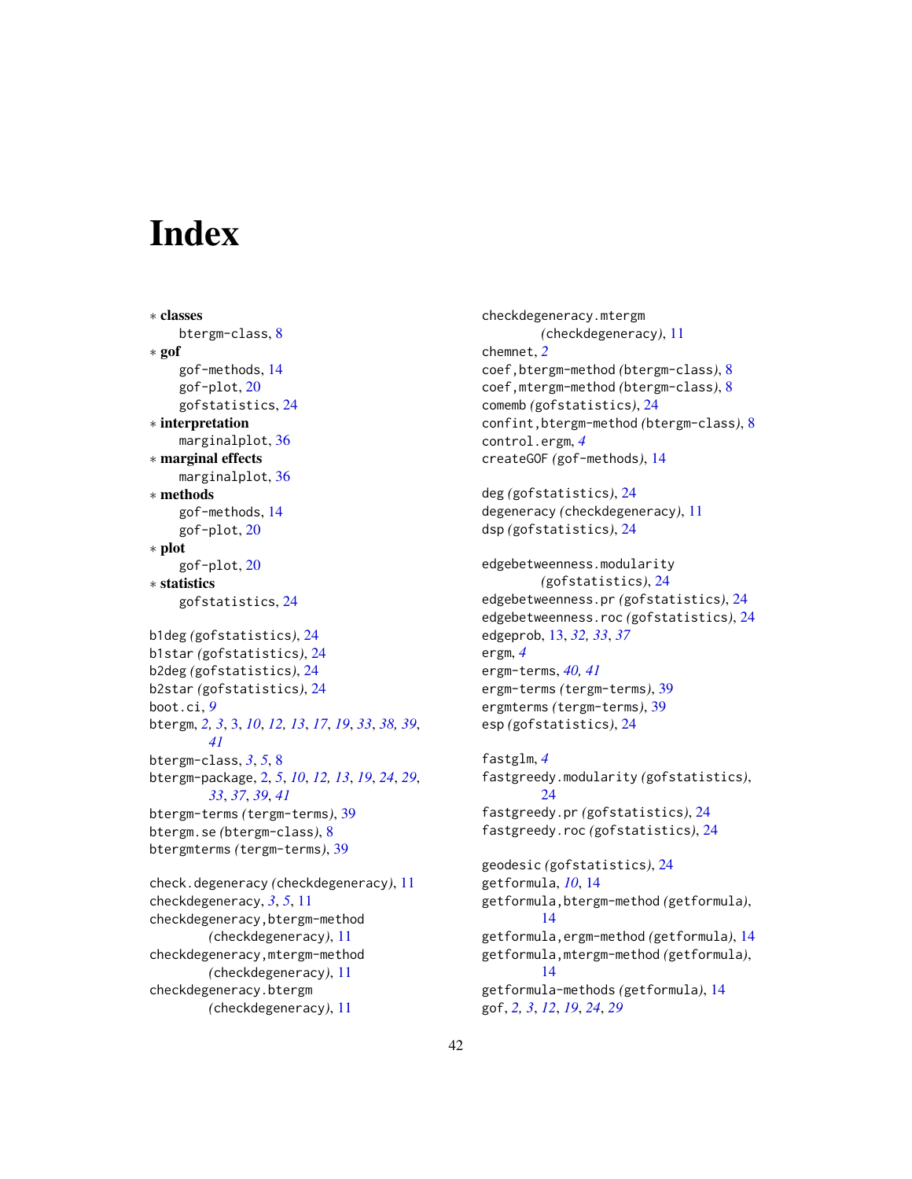# Index

∗ **classes**
  btergm-class, 8

∗ **gof**
  gof-methods, 14
  gof-plot, 20
  gofstatistics, 24

∗ **interpretation**
  marginalplot, 36

∗ **marginal effects**
  marginalplot, 36

∗ **methods**
  gof-methods, 14
  gof-plot, 20

∗ **plot**
  gof-plot, 20

∗ **statistics**
  gofstatistics, 24

b1deg *(gofstatistics)*, 24
b1star *(gofstatistics)*, 24
b2deg *(gofstatistics)*, 24
b2star *(gofstatistics)*, 24
boot.ci, *9*
btergm, *2, 3*, 3, *10*, *12, 13*, *17*, *19*, *33*, *38, 39*, *41*
btergm-class, *3*, *5*, 8
btergm-package, 2, *5*, *10*, *12, 13*, *19*, *24*, *29*, *33*, *37*, *39*, *41*
btergm-terms *(tergm-terms)*, 39
btergm.se *(btergm-class)*, 8
btergmterms *(tergm-terms)*, 39

check.degeneracy *(checkdegeneracy)*, 11
checkdegeneracy, *3*, *5*, 11
checkdegeneracy,btergm-method *(checkdegeneracy)*, 11
checkdegeneracy,mtergm-method *(checkdegeneracy)*, 11
checkdegeneracy.btergm *(checkdegeneracy)*, 11
checkdegeneracy.mtergm *(checkdegeneracy)*, 11
chemnet, *2*
coef,btergm-method *(btergm-class)*, 8
coef,mtergm-method *(btergm-class)*, 8
comemb *(gofstatistics)*, 24
confint,btergm-method *(btergm-class)*, 8
control.ergm, *4*
createGOF *(gof-methods)*, 14

deg *(gofstatistics)*, 24
degeneracy *(checkdegeneracy)*, 11
dsp *(gofstatistics)*, 24

edgebetweenness.modularity *(gofstatistics)*, 24
edgebetweenness.pr *(gofstatistics)*, 24
edgebetweenness.roc *(gofstatistics)*, 24
edgeprob, 13, *32, 33*, *37*
ergm, *4*
ergm-terms, *40, 41*
ergm-terms *(tergm-terms)*, 39
ergmterms *(tergm-terms)*, 39
esp *(gofstatistics)*, 24

fastglm, *4*
fastgreedy.modularity *(gofstatistics)*, 24
fastgreedy.pr *(gofstatistics)*, 24
fastgreedy.roc *(gofstatistics)*, 24

geodesic *(gofstatistics)*, 24
getformula, *10*, 14
getformula,btergm-method *(getformula)*, 14
getformula,ergm-method *(getformula)*, 14
getformula,mtergm-method *(getformula)*, 14
getformula-methods *(getformula)*, 14
gof, *2, 3*, *12*, *19*, *24*, *29*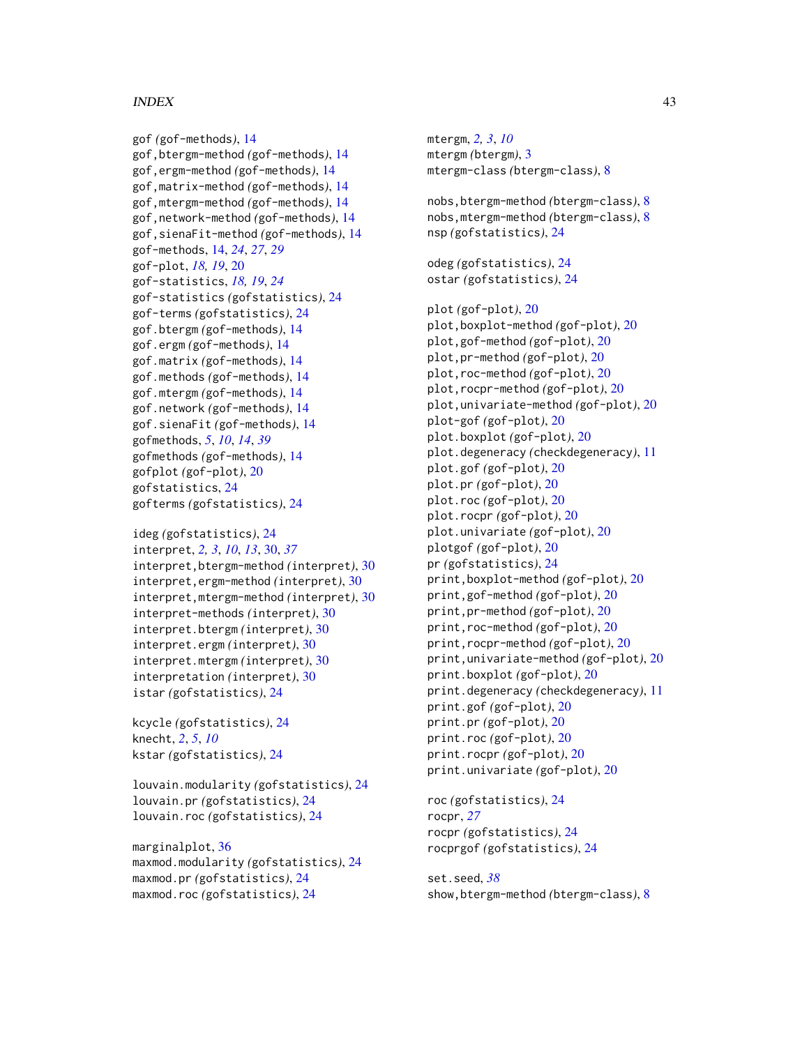gof *(gof-methods)*, 14
gof,btergm-method *(gof-methods)*, 14
gof,ergm-method *(gof-methods)*, 14
gof,matrix-method *(gof-methods)*, 14
gof,mtergm-method *(gof-methods)*, 14
gof,network-method *(gof-methods)*, 14
gof,sienaFit-method *(gof-methods)*, 14
gof-methods, 14, *24*, *27*, *29*
gof-plot, *18, 19*, 20
gof-statistics, *18, 19*, *24*
gof-statistics *(gofstatistics)*, 24
gof-terms *(gofstatistics)*, 24
gof.btergm *(gof-methods)*, 14
gof.ergm *(gof-methods)*, 14
gof.matrix *(gof-methods)*, 14
gof.methods *(gof-methods)*, 14
gof.mtergm *(gof-methods)*, 14
gof.network *(gof-methods)*, 14
gof.sienaFit *(gof-methods)*, 14
gofmethods, *5*, *10*, *14*, *39*
gofmethods *(gof-methods)*, 14
gofplot *(gof-plot)*, 20
gofstatistics, 24
gofterms *(gofstatistics)*, 24

ideg *(gofstatistics)*, 24
interpret, *2, 3*, *10*, *13*, 30, *37*
interpret,btergm-method *(interpret)*, 30
interpret,ergm-method *(interpret)*, 30
interpret,mtergm-method *(interpret)*, 30
interpret-methods *(interpret)*, 30
interpret.btergm *(interpret)*, 30
interpret.ergm *(interpret)*, 30
interpret.mtergm *(interpret)*, 30
interpretation *(interpret)*, 30
istar *(gofstatistics)*, 24

kcycle *(gofstatistics)*, 24
knecht, *2*, *5*, *10*
kstar *(gofstatistics)*, 24

louvain.modularity *(gofstatistics)*, 24
louvain.pr *(gofstatistics)*, 24
louvain.roc *(gofstatistics)*, 24

marginalplot, 36
maxmod.modularity *(gofstatistics)*, 24
maxmod.pr *(gofstatistics)*, 24
maxmod.roc *(gofstatistics)*, 24

mtergm, *2, 3*, *10*
mtergm *(btergm)*, 3
mtergm-class *(btergm-class)*, 8

nobs,btergm-method *(btergm-class)*, 8
nobs,mtergm-method *(btergm-class)*, 8
nsp *(gofstatistics)*, 24

odeg *(gofstatistics)*, 24
ostar *(gofstatistics)*, 24

plot *(gof-plot)*, 20
plot,boxplot-method *(gof-plot)*, 20
plot,gof-method *(gof-plot)*, 20
plot,pr-method *(gof-plot)*, 20
plot,roc-method *(gof-plot)*, 20
plot,rocpr-method *(gof-plot)*, 20
plot,univariate-method *(gof-plot)*, 20
plot-gof *(gof-plot)*, 20
plot.boxplot *(gof-plot)*, 20
plot.degeneracy *(checkdegeneracy)*, 11
plot.gof *(gof-plot)*, 20
plot.pr *(gof-plot)*, 20
plot.roc *(gof-plot)*, 20
plot.rocpr *(gof-plot)*, 20
plot.univariate *(gof-plot)*, 20
plotgof *(gof-plot)*, 20
pr *(gofstatistics)*, 24
print,boxplot-method *(gof-plot)*, 20
print,gof-method *(gof-plot)*, 20
print,pr-method *(gof-plot)*, 20
print,roc-method *(gof-plot)*, 20
print,rocpr-method *(gof-plot)*, 20
print,univariate-method *(gof-plot)*, 20
print.boxplot *(gof-plot)*, 20
print.degeneracy *(checkdegeneracy)*, 11
print.gof *(gof-plot)*, 20
print.pr *(gof-plot)*, 20
print.roc *(gof-plot)*, 20
print.rocpr *(gof-plot)*, 20
print.univariate *(gof-plot)*, 20

roc *(gofstatistics)*, 24
rocpr, *27*
rocpr *(gofstatistics)*, 24
rocprgof *(gofstatistics)*, 24

set.seed, *38*
show,btergm-method *(btergm-class)*, 8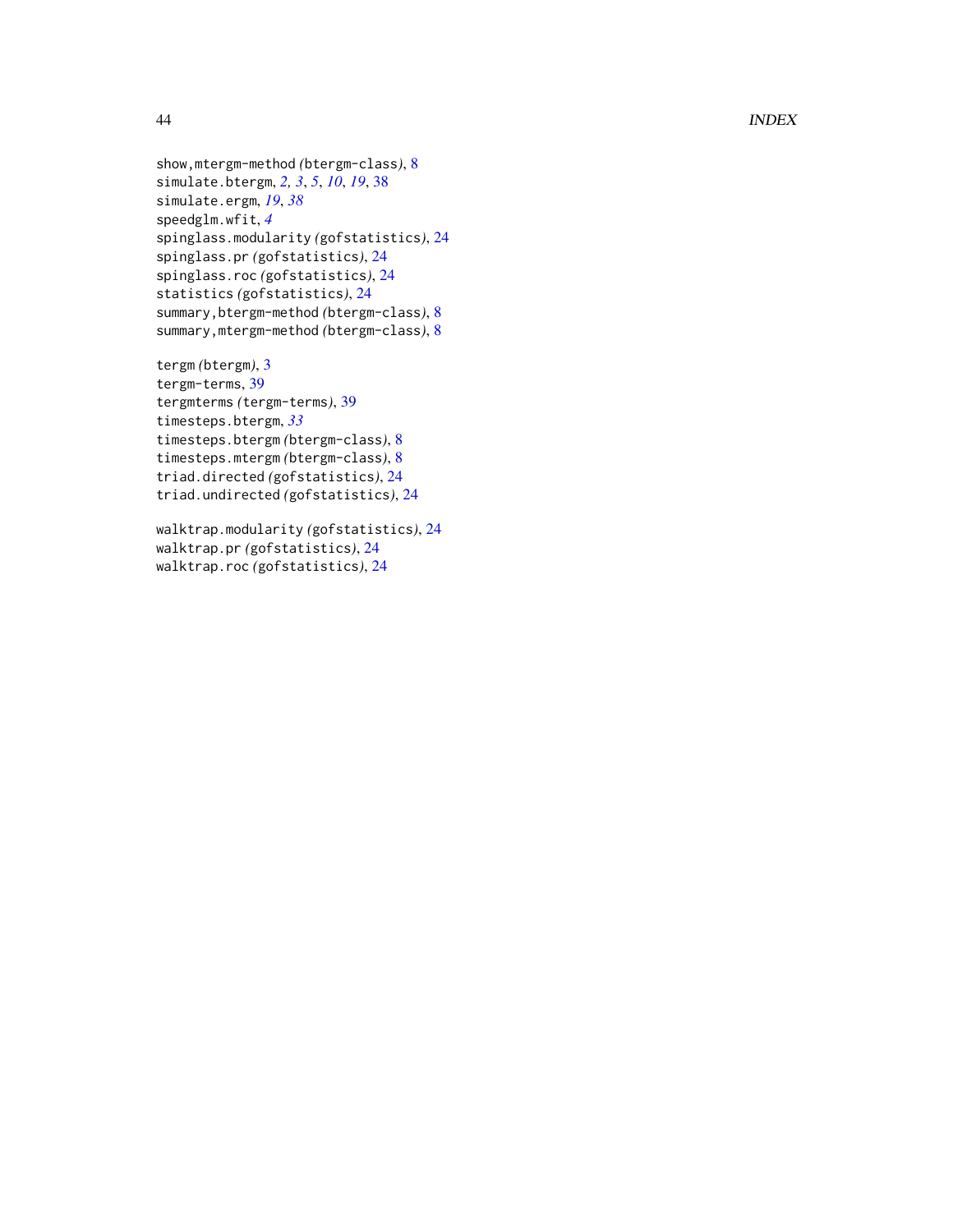show,mtergm-method *(*btergm-class*)*, 8
simulate.btergm, *2, 3*, *5*, *10*, *19*, 38
simulate.ergm, *19*, *38*
speedglm.wfit, *4*
spinglass.modularity *(*gofstatistics*)*, 24
spinglass.pr *(*gofstatistics*)*, 24
spinglass.roc *(*gofstatistics*)*, 24
statistics *(*gofstatistics*)*, 24
summary,btergm-method *(*btergm-class*)*, 8
summary,mtergm-method *(*btergm-class*)*, 8

tergm *(*btergm*)*, 3
tergm-terms, 39
tergmterms *(*tergm-terms*)*, 39
timesteps.btergm, *33*
timesteps.btergm *(*btergm-class*)*, 8
timesteps.mtergm *(*btergm-class*)*, 8
triad.directed *(*gofstatistics*)*, 24
triad.undirected *(*gofstatistics*)*, 24

walktrap.modularity *(*gofstatistics*)*, 24
walktrap.pr *(*gofstatistics*)*, 24
walktrap.roc *(*gofstatistics*)*, 24